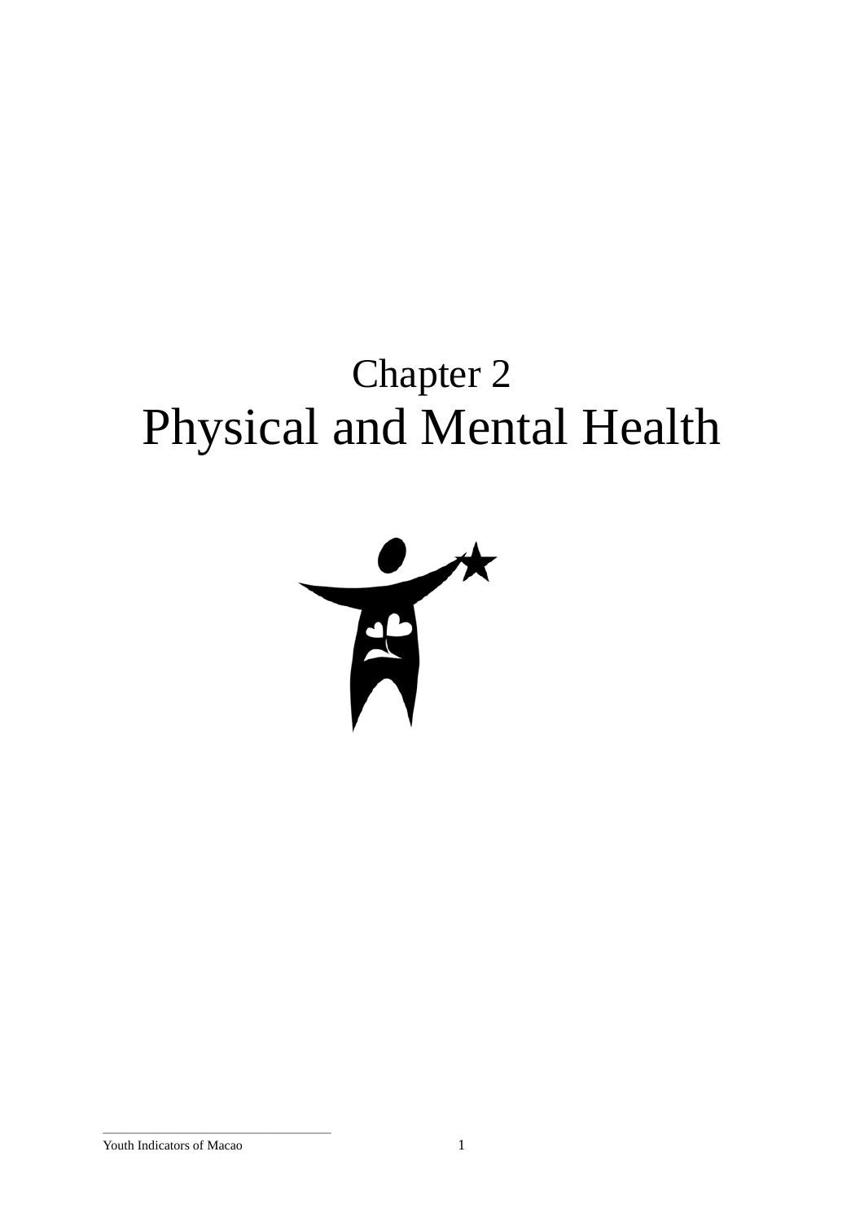# Chapter 2
# Physical and Mental Health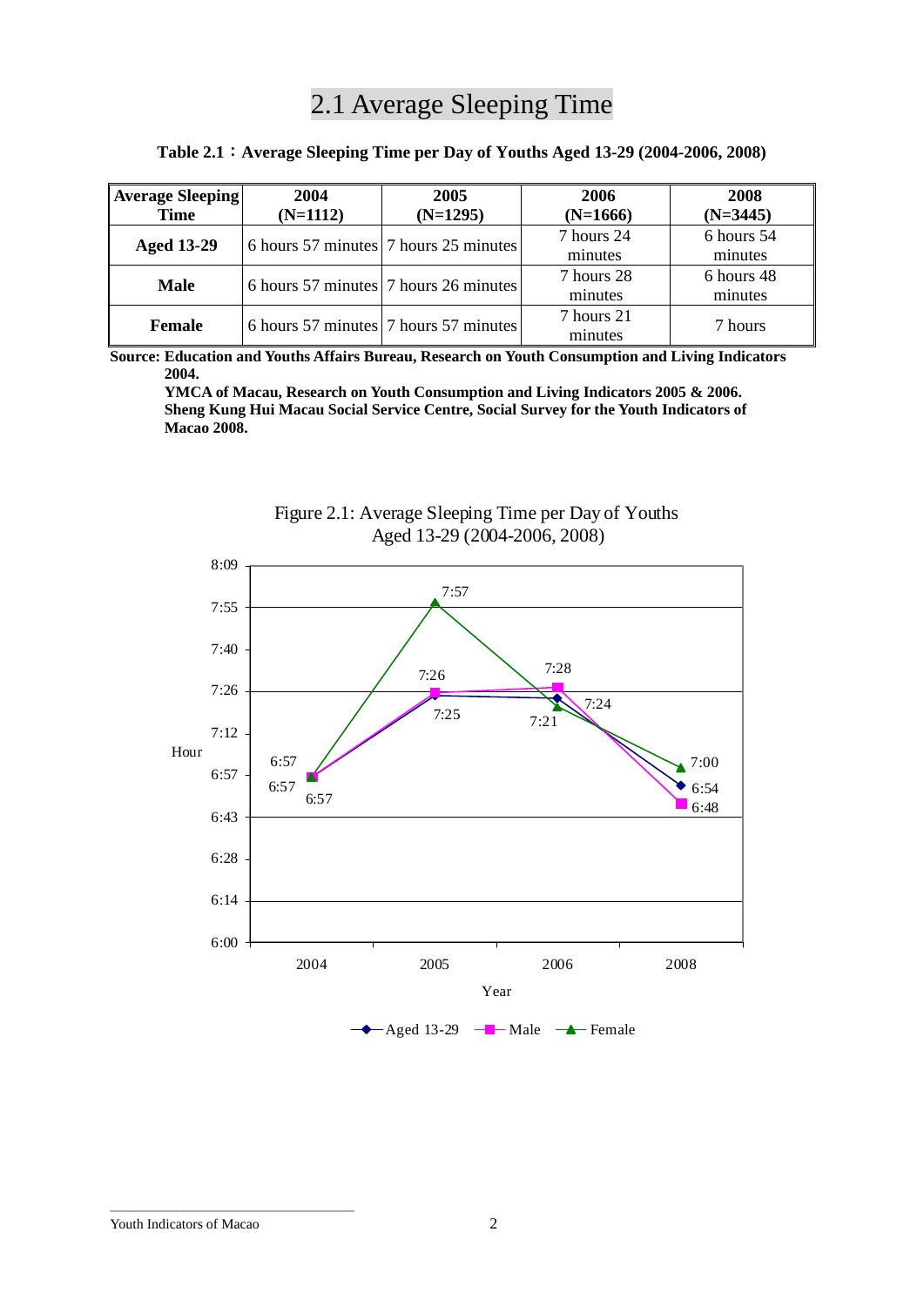## 2.1 Average Sleeping Time

**Table 2.1：Average Sleeping Time per Day of Youths Aged 13-29 (2004-2006, 2008)**

| Average Sleeping Time | 2004 (N=1112) | 2005 (N=1295) | 2006 (N=1666) | 2008 (N=3445) |
|---|---|---|---|---|
| **Aged 13-29** | 6 hours 57 minutes | 7 hours 25 minutes | 7 hours 24 minutes | 6 hours 54 minutes |
| **Male** | 6 hours 57 minutes | 7 hours 26 minutes | 7 hours 28 minutes | 6 hours 48 minutes |
| **Female** | 6 hours 57 minutes | 7 hours 57 minutes | 7 hours 21 minutes | 7 hours |

**Source: Education and Youths Affairs Bureau, Research on Youth Consumption and Living Indicators 2004.**
**YMCA of Macau, Research on Youth Consumption and Living Indicators 2005 & 2006.**
**Sheng Kung Hui Macau Social Service Centre, Social Survey for the Youth Indicators of Macao 2008.**

Figure 2.1: Average Sleeping Time per Day of Youths Aged 13-29 (2004-2006, 2008)

| Year | Aged 13-29 | Male | Female |
|---|---|---|---|
| 2004 | 6:57 | 6:57 | 6:57 |
| 2005 | 7:25 | 7:26 | 7:57 |
| 2006 | 7:24 | 7:28 | 7:21 |
| 2008 | 6:54 | 6:48 | 7:00 |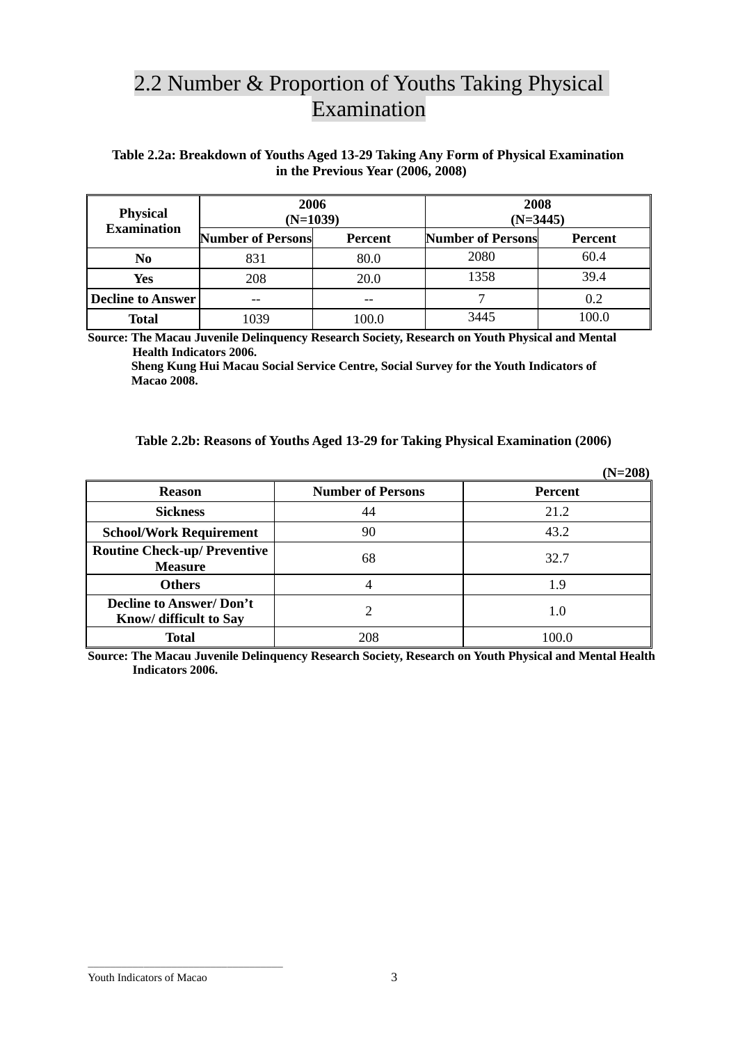## 2.2 Number & Proportion of Youths Taking Physical Examination

**Table 2.2a: Breakdown of Youths Aged 13-29 Taking Any Form of Physical Examination in the Previous Year (2006, 2008)**

| Physical Examination | 2006 (N=1039) | | 2008 (N=3445) | |
|---|---|---|---|---|
| | Number of Persons | Percent | Number of Persons | Percent |
| No | 831 | 80.0 | 2080 | 60.4 |
| Yes | 208 | 20.0 | 1358 | 39.4 |
| Decline to Answer | -- | -- | 7 | 0.2 |
| Total | 1039 | 100.0 | 3445 | 100.0 |

**Source: The Macau Juvenile Delinquency Research Society, Research on Youth Physical and Mental Health Indicators 2006.**
**Sheng Kung Hui Macau Social Service Centre, Social Survey for the Youth Indicators of Macao 2008.**

**Table 2.2b: Reasons of Youths Aged 13-29 for Taking Physical Examination (2006)**

**(N=208)**

| Reason | Number of Persons | Percent |
|---|---|---|
| Sickness | 44 | 21.2 |
| School/Work Requirement | 90 | 43.2 |
| Routine Check-up/ Preventive Measure | 68 | 32.7 |
| Others | 4 | 1.9 |
| Decline to Answer/ Don't Know/ difficult to Say | 2 | 1.0 |
| Total | 208 | 100.0 |

**Source: The Macau Juvenile Delinquency Research Society, Research on Youth Physical and Mental Health Indicators 2006.**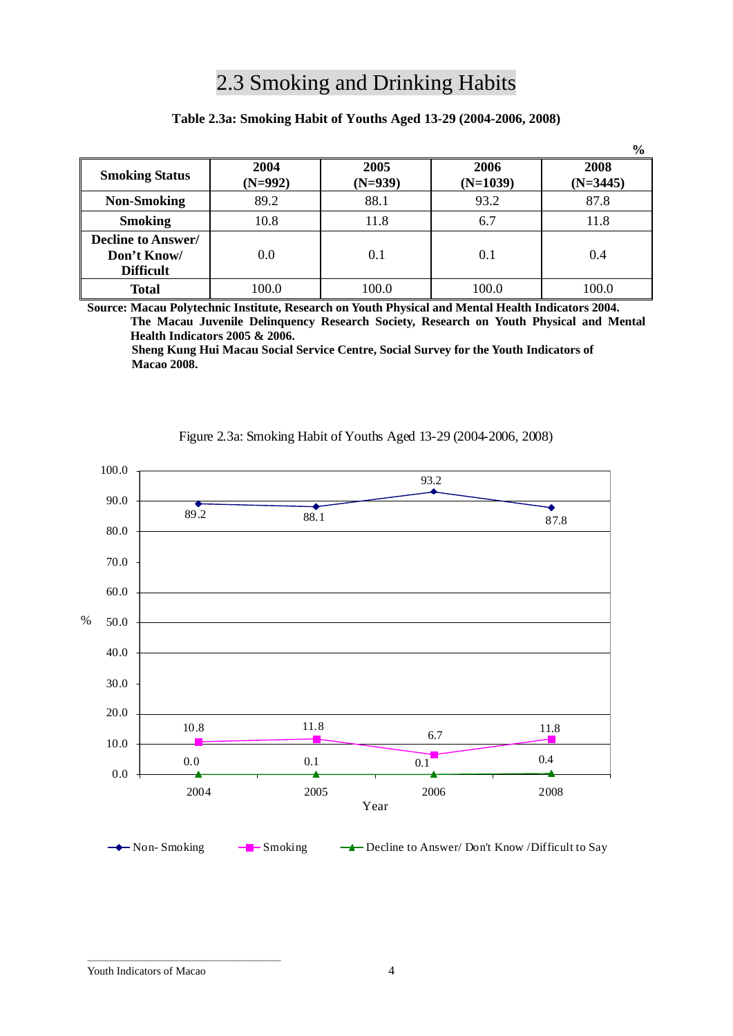## 2.3 Smoking and Drinking Habits

**Table 2.3a: Smoking Habit of Youths Aged 13-29 (2004-2006, 2008)**

%

| Smoking Status | 2004 (N=992) | 2005 (N=939) | 2006 (N=1039) | 2008 (N=3445) |
|---|---|---|---|---|
| **Non-Smoking** | 89.2 | 88.1 | 93.2 | 87.8 |
| **Smoking** | 10.8 | 11.8 | 6.7 | 11.8 |
| **Decline to Answer/ Don't Know/ Difficult** | 0.0 | 0.1 | 0.1 | 0.4 |
| **Total** | 100.0 | 100.0 | 100.0 | 100.0 |

**Source: Macau Polytechnic Institute, Research on Youth Physical and Mental Health Indicators 2004.
The Macau Juvenile Delinquency Research Society, Research on Youth Physical and Mental Health Indicators 2005 & 2006.
Sheng Kung Hui Macau Social Service Centre, Social Survey for the Youth Indicators of Macao 2008.**

Figure 2.3a: Smoking Habit of Youths Aged 13-29 (2004-2006, 2008)

| Year | Non- Smoking | Smoking | Decline to Answer/ Don't Know /Difficult to Say |
|---|---|---|---|
| 2004 | 89.2 | 10.8 | 0.0 |
| 2005 | 88.1 | 11.8 | 0.1 |
| 2006 | 93.2 | 6.7 | 0.1 |
| 2008 | 87.8 | 11.8 | 0.4 |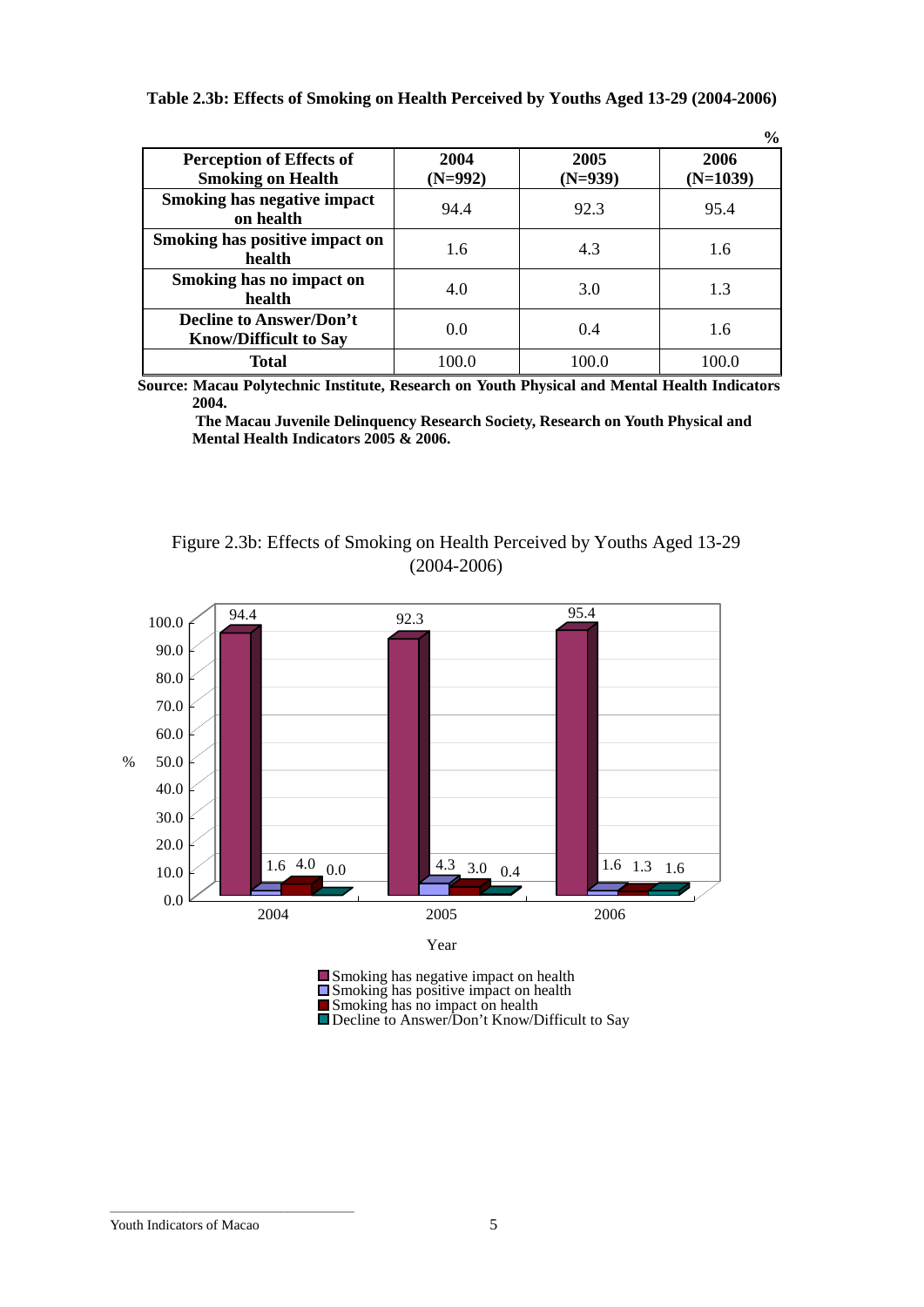**Table 2.3b: Effects of Smoking on Health Perceived by Youths Aged 13-29 (2004-2006)**

%

| Perception of Effects of Smoking on Health | 2004 (N=992) | 2005 (N=939) | 2006 (N=1039) |
|---|---|---|---|
| Smoking has negative impact on health | 94.4 | 92.3 | 95.4 |
| Smoking has positive impact on health | 1.6 | 4.3 | 1.6 |
| Smoking has no impact on health | 4.0 | 3.0 | 1.3 |
| Decline to Answer/Don't Know/Difficult to Say | 0.0 | 0.4 | 1.6 |
| Total | 100.0 | 100.0 | 100.0 |

**Source: Macau Polytechnic Institute, Research on Youth Physical and Mental Health Indicators 2004.**

**The Macau Juvenile Delinquency Research Society, Research on Youth Physical and Mental Health Indicators 2005 & 2006.**

Figure 2.3b: Effects of Smoking on Health Perceived by Youths Aged 13-29 (2004-2006)

| Year | Smoking has negative impact on health | Smoking has positive impact on health | Smoking has no impact on health | Decline to Answer/Don't Know/Difficult to Say |
|---|---|---|---|---|
| 2004 | 94.4 | 1.6 | 4.0 | 0.0 |
| 2005 | 92.3 | 4.3 | 3.0 | 0.4 |
| 2006 | 95.4 | 1.6 | 1.3 | 1.6 |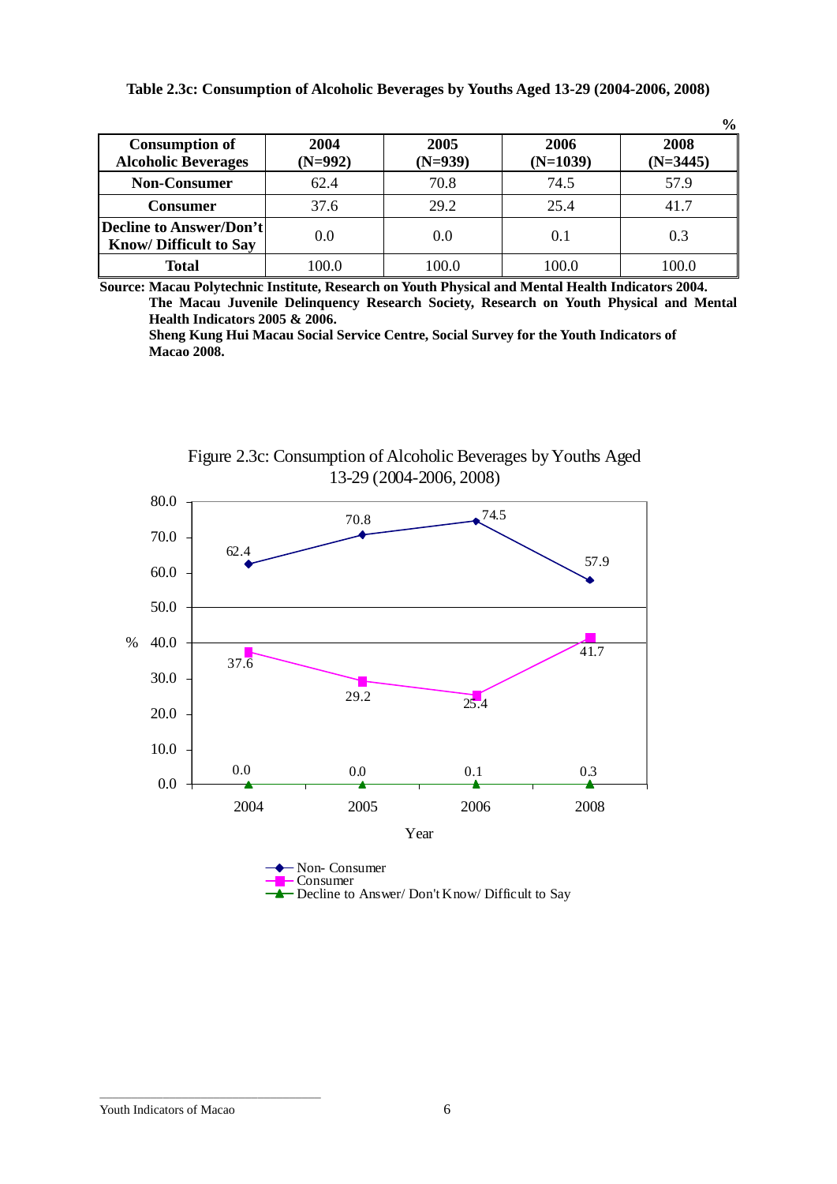**Table 2.3c: Consumption of Alcoholic Beverages by Youths Aged 13-29 (2004-2006, 2008)**

%

| Consumption of Alcoholic Beverages | 2004 (N=992) | 2005 (N=939) | 2006 (N=1039) | 2008 (N=3445) |
|---|---|---|---|---|
| **Non-Consumer** | 62.4 | 70.8 | 74.5 | 57.9 |
| **Consumer** | 37.6 | 29.2 | 25.4 | 41.7 |
| **Decline to Answer/Don't Know/ Difficult to Say** | 0.0 | 0.0 | 0.1 | 0.3 |
| **Total** | 100.0 | 100.0 | 100.0 | 100.0 |

**Source: Macau Polytechnic Institute, Research on Youth Physical and Mental Health Indicators 2004.**
**The Macau Juvenile Delinquency Research Society, Research on Youth Physical and Mental Health Indicators 2005 & 2006.**
**Sheng Kung Hui Macau Social Service Centre, Social Survey for the Youth Indicators of Macao 2008.**

Figure 2.3c: Consumption of Alcoholic Beverages by Youths Aged 13-29 (2004-2006, 2008)

| Year | Non- Consumer | Consumer | Decline to Answer/ Don't Know/ Difficult to Say |
|---|---|---|---|
| 2004 | 62.4 | 37.6 | 0.0 |
| 2005 | 70.8 | 29.2 | 0.0 |
| 2006 | 74.5 | 25.4 | 0.1 |
| 2008 | 57.9 | 41.7 | 0.3 |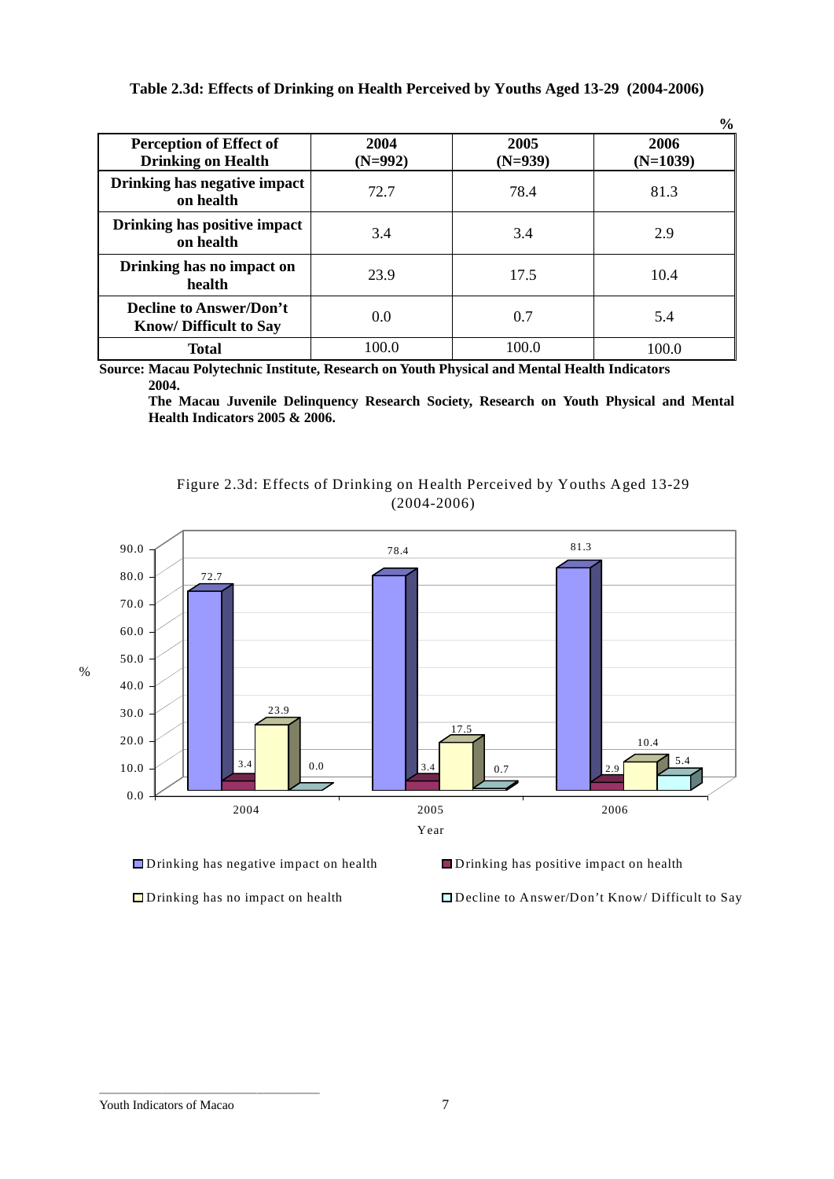**Table 2.3d: Effects of Drinking on Health Perceived by Youths Aged 13-29 (2004-2006)**

%

| Perception of Effect of Drinking on Health | 2004 (N=992) | 2005 (N=939) | 2006 (N=1039) |
|---|---|---|---|
| Drinking has negative impact on health | 72.7 | 78.4 | 81.3 |
| Drinking has positive impact on health | 3.4 | 3.4 | 2.9 |
| Drinking has no impact on health | 23.9 | 17.5 | 10.4 |
| Decline to Answer/Don't Know/ Difficult to Say | 0.0 | 0.7 | 5.4 |
| Total | 100.0 | 100.0 | 100.0 |

**Source: Macau Polytechnic Institute, Research on Youth Physical and Mental Health Indicators 2004.**

**The Macau Juvenile Delinquency Research Society, Research on Youth Physical and Mental Health Indicators 2005 & 2006.**

Figure 2.3d: Effects of Drinking on Health Perceived by Youths Aged 13-29 (2004-2006)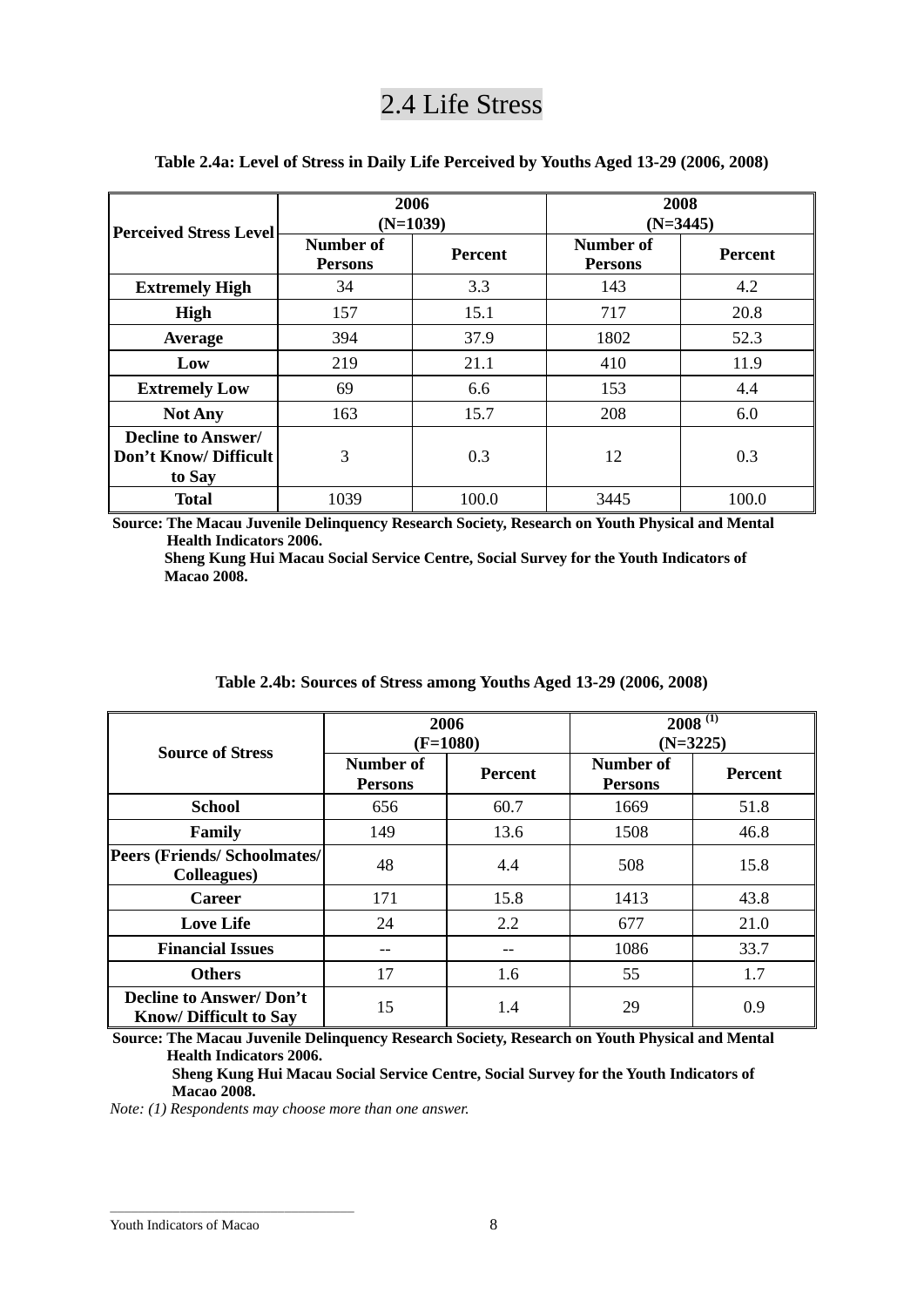## 2.4 Life Stress

**Table 2.4a: Level of Stress in Daily Life Perceived by Youths Aged 13-29 (2006, 2008)**

| Perceived Stress Level | 2006 (N=1039) | | 2008 (N=3445) | |
|---|---|---|---|---|
| | Number of Persons | Percent | Number of Persons | Percent |
| **Extremely High** | 34 | 3.3 | 143 | 4.2 |
| **High** | 157 | 15.1 | 717 | 20.8 |
| **Average** | 394 | 37.9 | 1802 | 52.3 |
| **Low** | 219 | 21.1 | 410 | 11.9 |
| **Extremely Low** | 69 | 6.6 | 153 | 4.4 |
| **Not Any** | 163 | 15.7 | 208 | 6.0 |
| **Decline to Answer/ Don't Know/ Difficult to Say** | 3 | 0.3 | 12 | 0.3 |
| **Total** | 1039 | 100.0 | 3445 | 100.0 |

**Source: The Macau Juvenile Delinquency Research Society, Research on Youth Physical and Mental Health Indicators 2006.**
**Sheng Kung Hui Macau Social Service Centre, Social Survey for the Youth Indicators of Macao 2008.**

**Table 2.4b: Sources of Stress among Youths Aged 13-29 (2006, 2008)**

| Source of Stress | 2006 (F=1080) | | 2008 [(1)] (N=3225) | |
|---|---|---|---|---|
| | Number of Persons | Percent | Number of Persons | Percent |
| **School** | 656 | 60.7 | 1669 | 51.8 |
| **Family** | 149 | 13.6 | 1508 | 46.8 |
| **Peers (Friends/ Schoolmates/ Colleagues)** | 48 | 4.4 | 508 | 15.8 |
| **Career** | 171 | 15.8 | 1413 | 43.8 |
| **Love Life** | 24 | 2.2 | 677 | 21.0 |
| **Financial Issues** | -- | -- | 1086 | 33.7 |
| **Others** | 17 | 1.6 | 55 | 1.7 |
| **Decline to Answer/ Don't Know/ Difficult to Say** | 15 | 1.4 | 29 | 0.9 |

**Source: The Macau Juvenile Delinquency Research Society, Research on Youth Physical and Mental Health Indicators 2006.**
**Sheng Kung Hui Macau Social Service Centre, Social Survey for the Youth Indicators of Macao 2008.**

*Note: (1) Respondents may choose more than one answer.*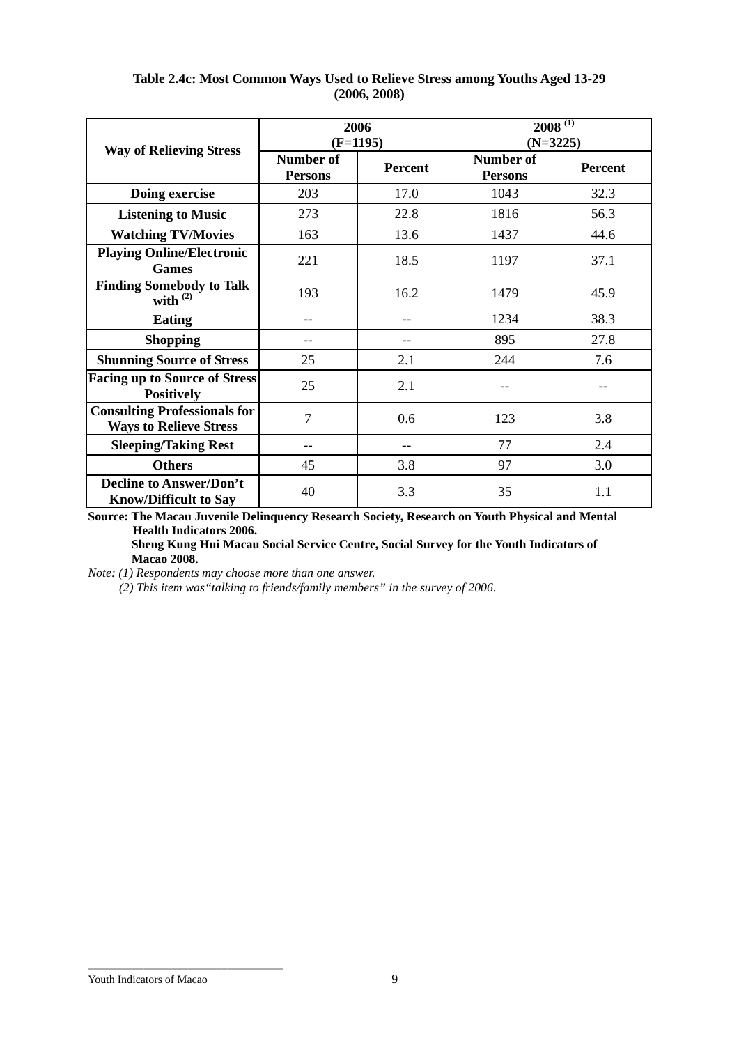**Table 2.4c: Most Common Ways Used to Relieve Stress among Youths Aged 13-29 (2006, 2008)**

| Way of Relieving Stress | 2006 (F=1195) | | 2008 [(1)] (N=3225) | |
|---|---|---|---|---|
| | Number of Persons | Percent | Number of Persons | Percent |
| Doing exercise | 203 | 17.0 | 1043 | 32.3 |
| Listening to Music | 273 | 22.8 | 1816 | 56.3 |
| Watching TV/Movies | 163 | 13.6 | 1437 | 44.6 |
| Playing Online/Electronic Games | 221 | 18.5 | 1197 | 37.1 |
| Finding Somebody to Talk with [(2)] | 193 | 16.2 | 1479 | 45.9 |
| Eating | -- | -- | 1234 | 38.3 |
| Shopping | -- | -- | 895 | 27.8 |
| Shunning Source of Stress | 25 | 2.1 | 244 | 7.6 |
| Facing up to Source of Stress Positively | 25 | 2.1 | -- | -- |
| Consulting Professionals for Ways to Relieve Stress | 7 | 0.6 | 123 | 3.8 |
| Sleeping/Taking Rest | -- | -- | 77 | 2.4 |
| Others | 45 | 3.8 | 97 | 3.0 |
| Decline to Answer/Don't Know/Difficult to Say | 40 | 3.3 | 35 | 1.1 |

**Source: The Macau Juvenile Delinquency Research Society, Research on Youth Physical and Mental Health Indicators 2006.**

**Sheng Kung Hui Macau Social Service Centre, Social Survey for the Youth Indicators of Macao 2008.**

*Note: (1) Respondents may choose more than one answer.*

*(2) This item was "talking to friends/family members" in the survey of 2006.*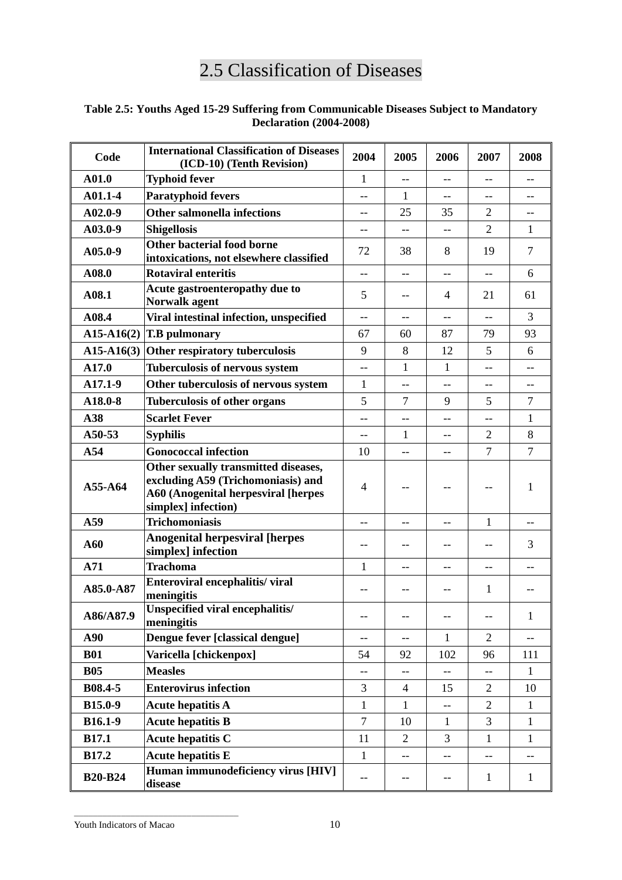# 2.5 Classification of Diseases

**Table 2.5: Youths Aged 15-29 Suffering from Communicable Diseases Subject to Mandatory Declaration (2004-2008)**

| Code | International Classification of Diseases (ICD-10) (Tenth Revision) | 2004 | 2005 | 2006 | 2007 | 2008 |
|---|---|---|---|---|---|---|
| A01.0 | Typhoid fever | 1 | -- | -- | -- | -- |
| A01.1-4 | Paratyphoid fevers | -- | 1 | -- | -- | -- |
| A02.0-9 | Other salmonella infections | -- | 25 | 35 | 2 | -- |
| A03.0-9 | Shigellosis | -- | -- | -- | 2 | 1 |
| A05.0-9 | Other bacterial food borne intoxications, not elsewhere classified | 72 | 38 | 8 | 19 | 7 |
| A08.0 | Rotaviral enteritis | -- | -- | -- | -- | 6 |
| A08.1 | Acute gastroenteropathy due to Norwalk agent | 5 | -- | 4 | 21 | 61 |
| A08.4 | Viral intestinal infection, unspecified | -- | -- | -- | -- | 3 |
| A15-A16(2) | T.B pulmonary | 67 | 60 | 87 | 79 | 93 |
| A15-A16(3) | Other respiratory tuberculosis | 9 | 8 | 12 | 5 | 6 |
| A17.0 | Tuberculosis of nervous system | -- | 1 | 1 | -- | -- |
| A17.1-9 | Other tuberculosis of nervous system | 1 | -- | -- | -- | -- |
| A18.0-8 | Tuberculosis of other organs | 5 | 7 | 9 | 5 | 7 |
| A38 | Scarlet Fever | -- | -- | -- | -- | 1 |
| A50-53 | Syphilis | -- | 1 | -- | 2 | 8 |
| A54 | Gonococcal infection | 10 | -- | -- | 7 | 7 |
| A55-A64 | Other sexually transmitted diseases, excluding A59 (Trichomoniasis) and A60 (Anogenital herpesviral [herpes simplex] infection) | 4 | -- | -- | -- | 1 |
| A59 | Trichomoniasis | -- | -- | -- | 1 | -- |
| A60 | Anogenital herpesviral [herpes simplex] infection | -- | -- | -- | -- | 3 |
| A71 | Trachoma | 1 | -- | -- | -- | -- |
| A85.0-A87 | Enteroviral encephalitis/ viral meningitis | -- | -- | -- | 1 | -- |
| A86/A87.9 | Unspecified viral encephalitis/ meningitis | -- | -- | -- | -- | 1 |
| A90 | Dengue fever [classical dengue] | -- | -- | 1 | 2 | -- |
| B01 | Varicella [chickenpox] | 54 | 92 | 102 | 96 | 111 |
| B05 | Measles | -- | -- | -- | -- | 1 |
| B08.4-5 | Enterovirus infection | 3 | 4 | 15 | 2 | 10 |
| B15.0-9 | Acute hepatitis A | 1 | 1 | -- | 2 | 1 |
| B16.1-9 | Acute hepatitis B | 7 | 10 | 1 | 3 | 1 |
| B17.1 | Acute hepatitis C | 11 | 2 | 3 | 1 | 1 |
| B17.2 | Acute hepatitis E | 1 | -- | -- | -- | -- |
| B20-B24 | Human immunodeficiency virus [HIV] disease | -- | -- | -- | 1 | 1 |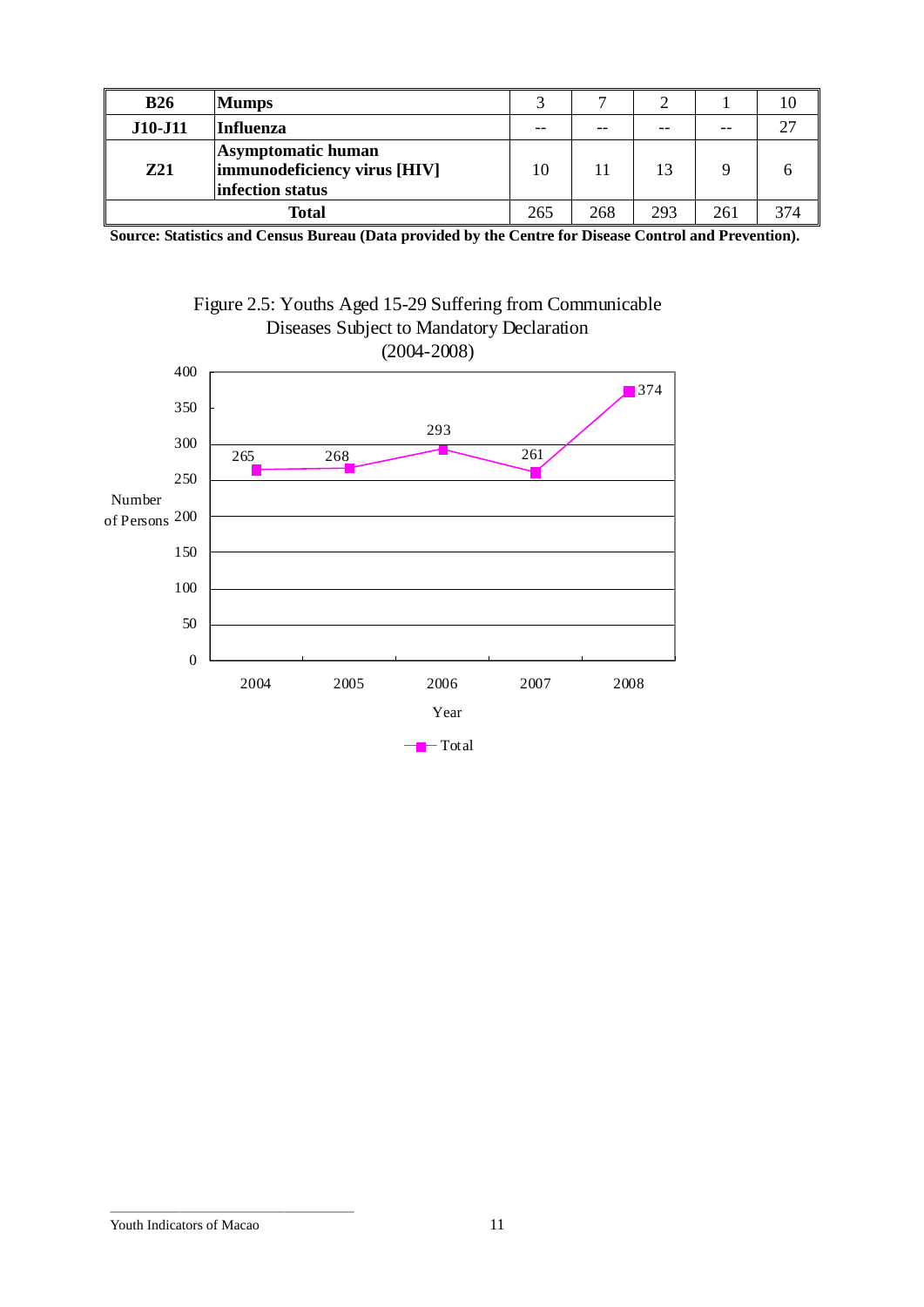| B26 | Mumps | 3 | 7 | 2 | 1 | 10 |
|---|---|---|---|---|---|---|
| J10-J11 | Influenza | -- | -- | -- | -- | 27 |
| Z21 | Asymptomatic human immunodeficiency virus [HIV] infection status | 10 | 11 | 13 | 9 | 6 |
| Total | | 265 | 268 | 293 | 261 | 374 |

**Source: Statistics and Census Bureau (Data provided by the Centre for Disease Control and Prevention).**

Figure 2.5: Youths Aged 15-29 Suffering from Communicable Diseases Subject to Mandatory Declaration (2004-2008)

| Year | Total (Number of Persons) |
|---|---|
| 2004 | 265 |
| 2005 | 268 |
| 2006 | 293 |
| 2007 | 261 |
| 2008 | 374 |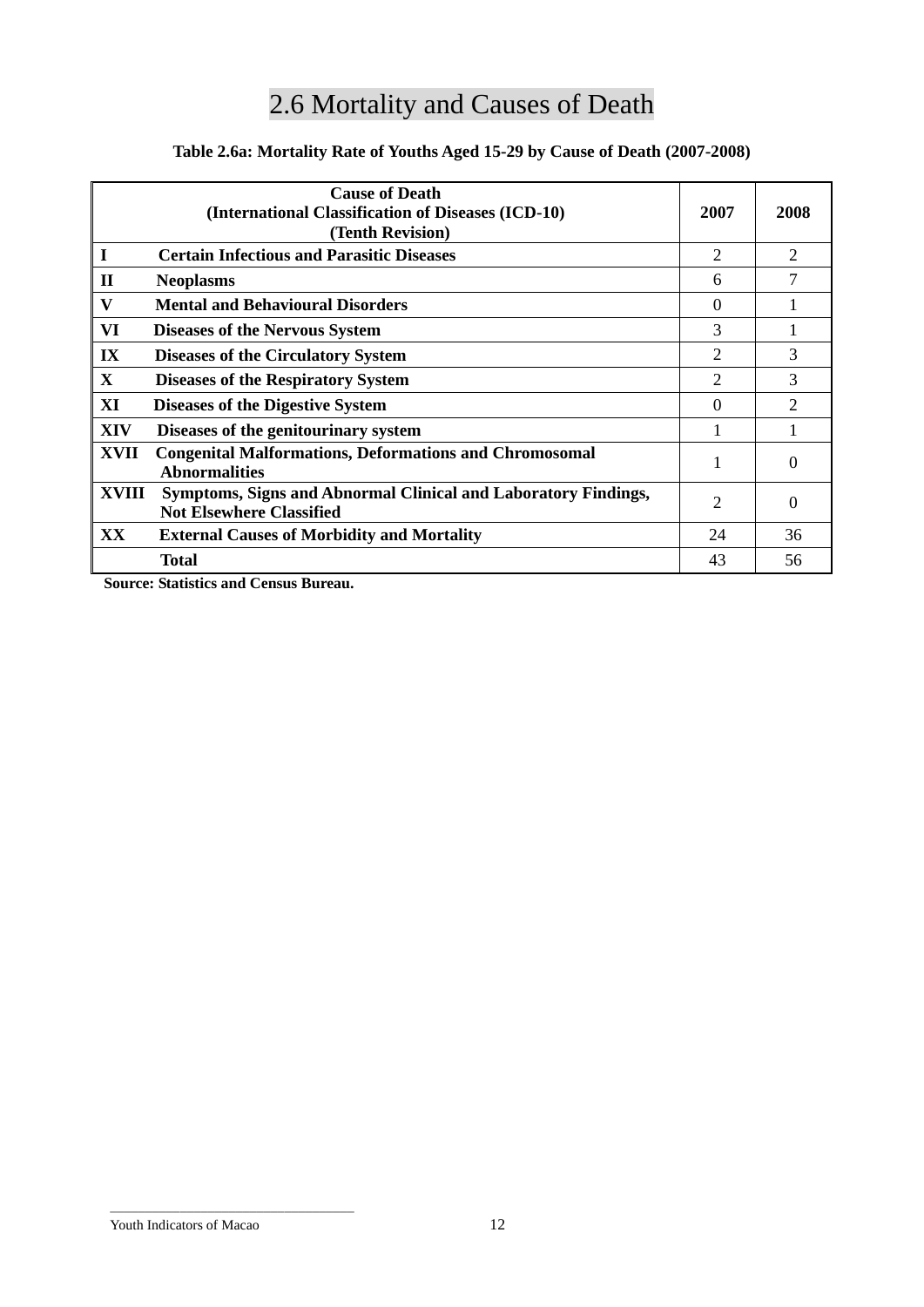# 2.6 Mortality and Causes of Death

**Table 2.6a: Mortality Rate of Youths Aged 15-29 by Cause of Death (2007-2008)**

| Cause of Death (International Classification of Diseases (ICD-10) (Tenth Revision) | 2007 | 2008 |
|---|---|---|
| **I Certain Infectious and Parasitic Diseases** | 2 | 2 |
| **II Neoplasms** | 6 | 7 |
| **V Mental and Behavioural Disorders** | 0 | 1 |
| **VI Diseases of the Nervous System** | 3 | 1 |
| **IX Diseases of the Circulatory System** | 2 | 3 |
| **X Diseases of the Respiratory System** | 2 | 3 |
| **XI Diseases of the Digestive System** | 0 | 2 |
| **XIV Diseases of the genitourinary system** | 1 | 1 |
| **XVII Congenital Malformations, Deformations and Chromosomal Abnormalities** | 1 | 0 |
| **XVIII Symptoms, Signs and Abnormal Clinical and Laboratory Findings, Not Elsewhere Classified** | 2 | 0 |
| **XX External Causes of Morbidity and Mortality** | 24 | 36 |
| **Total** | 43 | 56 |

**Source: Statistics and Census Bureau.**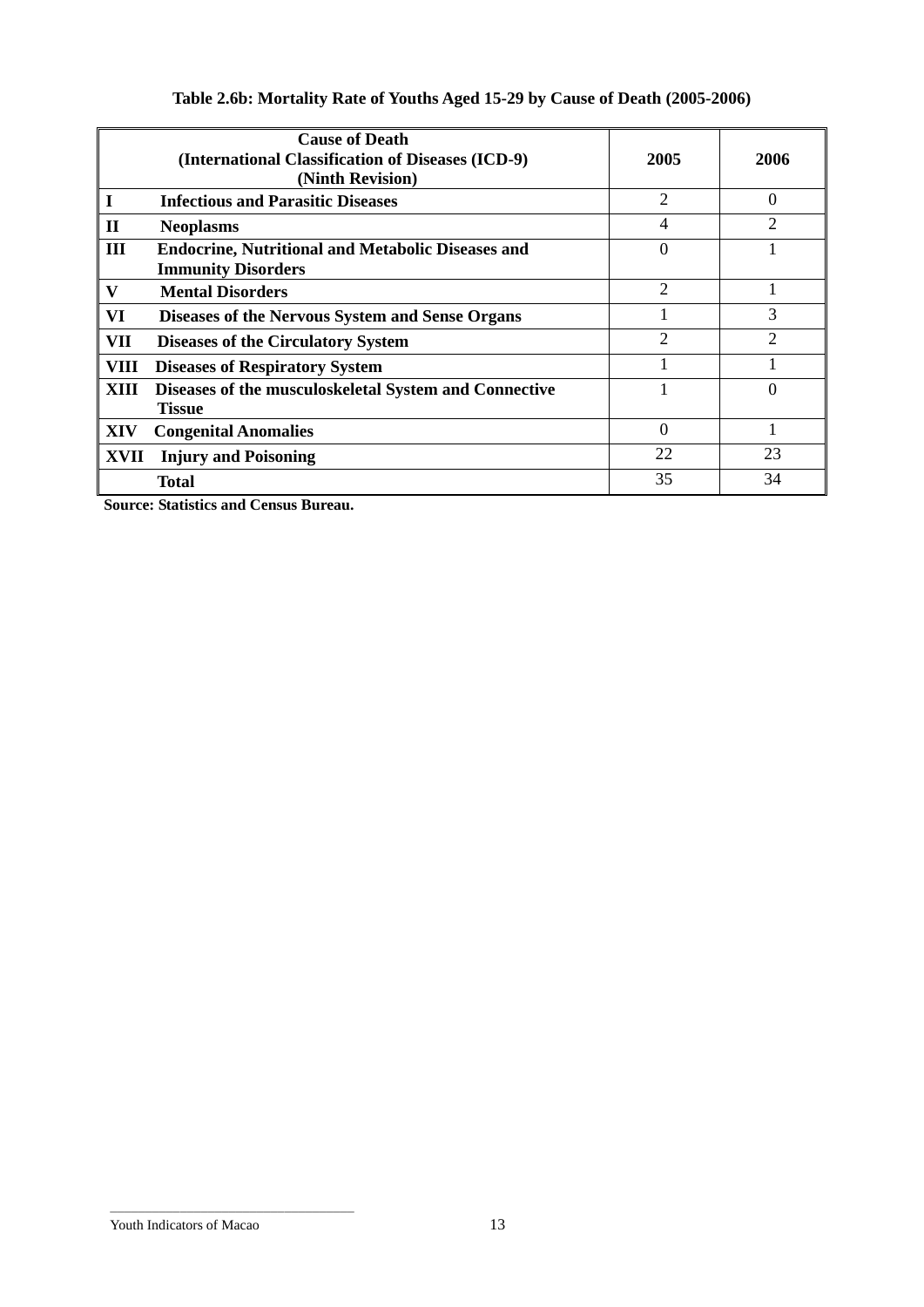**Table 2.6b: Mortality Rate of Youths Aged 15-29 by Cause of Death (2005-2006)**

| Cause of Death (International Classification of Diseases (ICD-9) (Ninth Revision)) | 2005 | 2006 |
|---|---|---|
| I Infectious and Parasitic Diseases | 2 | 0 |
| II Neoplasms | 4 | 2 |
| III Endocrine, Nutritional and Metabolic Diseases and Immunity Disorders | 0 | 1 |
| V Mental Disorders | 2 | 1 |
| VI Diseases of the Nervous System and Sense Organs | 1 | 3 |
| VII Diseases of the Circulatory System | 2 | 2 |
| VIII Diseases of Respiratory System | 1 | 1 |
| XIII Diseases of the musculoskeletal System and Connective Tissue | 1 | 0 |
| XIV Congenital Anomalies | 0 | 1 |
| XVII Injury and Poisoning | 22 | 23 |
| Total | 35 | 34 |

Source: Statistics and Census Bureau.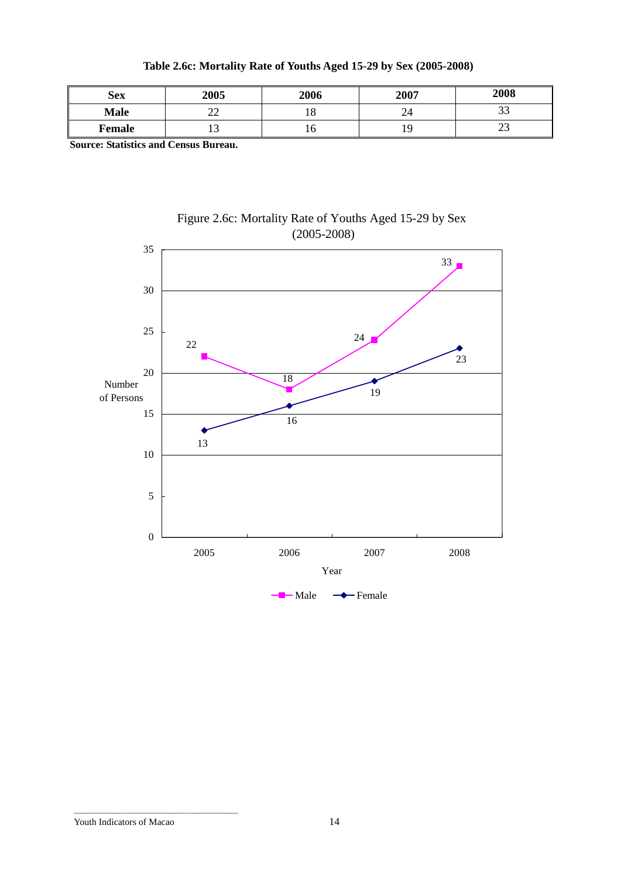**Table 2.6c: Mortality Rate of Youths Aged 15-29 by Sex (2005-2008)**

| Sex | 2005 | 2006 | 2007 | 2008 |
|---|---|---|---|---|
| **Male** | 22 | 18 | 24 | 33 |
| **Female** | 13 | 16 | 19 | 23 |

**Source: Statistics and Census Bureau.**

Figure 2.6c: Mortality Rate of Youths Aged 15-29 by Sex (2005-2008)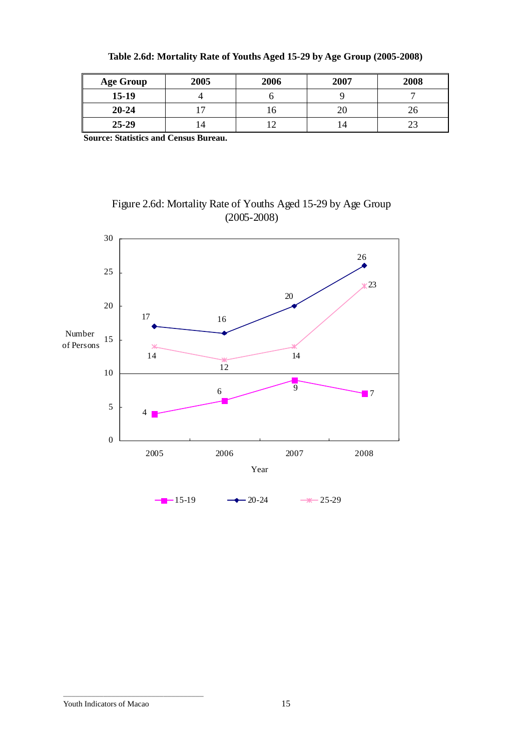**Table 2.6d: Mortality Rate of Youths Aged 15-29 by Age Group (2005-2008)**

| Age Group | 2005 | 2006 | 2007 | 2008 |
|---|---|---|---|---|
| **15-19** | 4 | 6 | 9 | 7 |
| **20-24** | 17 | 16 | 20 | 26 |
| **25-29** | 14 | 12 | 14 | 23 |

**Source: Statistics and Census Bureau.**

Figure 2.6d: Mortality Rate of Youths Aged 15-29 by Age Group (2005-2008)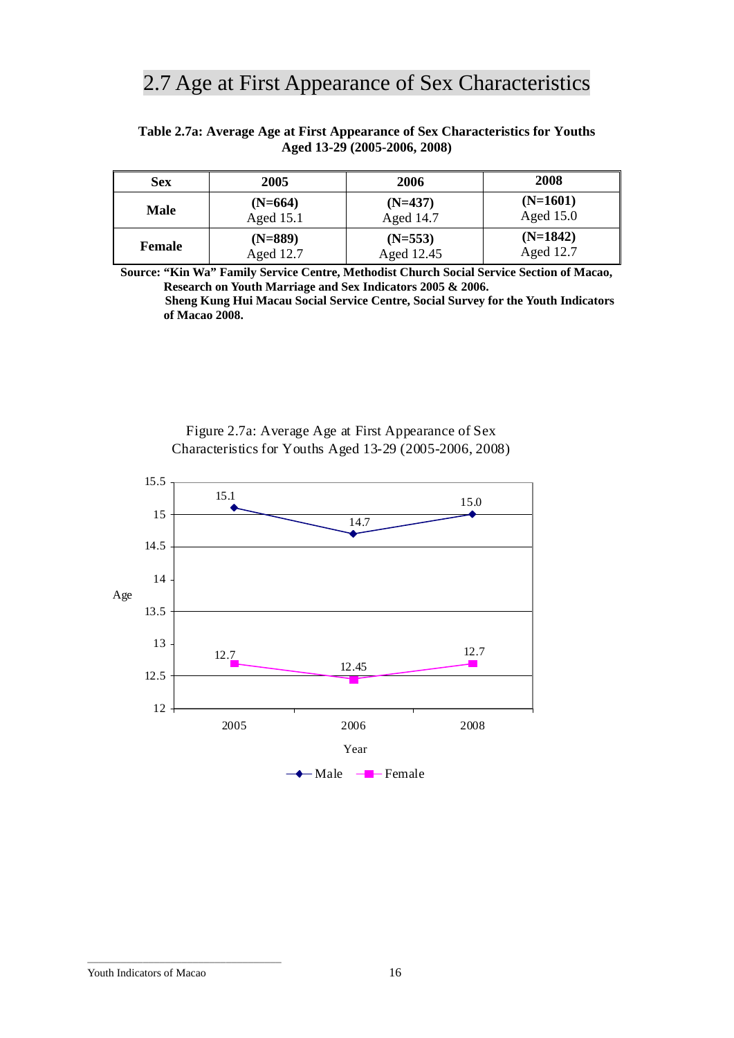## 2.7 Age at First Appearance of Sex Characteristics

**Table 2.7a: Average Age at First Appearance of Sex Characteristics for Youths Aged 13-29 (2005-2006, 2008)**

| Sex | 2005 | 2006 | 2008 |
|---|---|---|---|
| **Male** | **(N=664)** Aged 15.1 | **(N=437)** Aged 14.7 | **(N=1601)** Aged 15.0 |
| **Female** | **(N=889)** Aged 12.7 | **(N=553)** Aged 12.45 | **(N=1842)** Aged 12.7 |

**Source: "Kin Wa" Family Service Centre, Methodist Church Social Service Section of Macao, Research on Youth Marriage and Sex Indicators 2005 & 2006.**
**Sheng Kung Hui Macau Social Service Centre, Social Survey for the Youth Indicators of Macao 2008.**

Figure 2.7a: Average Age at First Appearance of Sex Characteristics for Youths Aged 13-29 (2005-2006, 2008)

| Year | Male | Female |
|---|---|---|
| 2005 | 15.1 | 12.7 |
| 2006 | 14.7 | 12.45 |
| 2008 | 15.0 | 12.7 |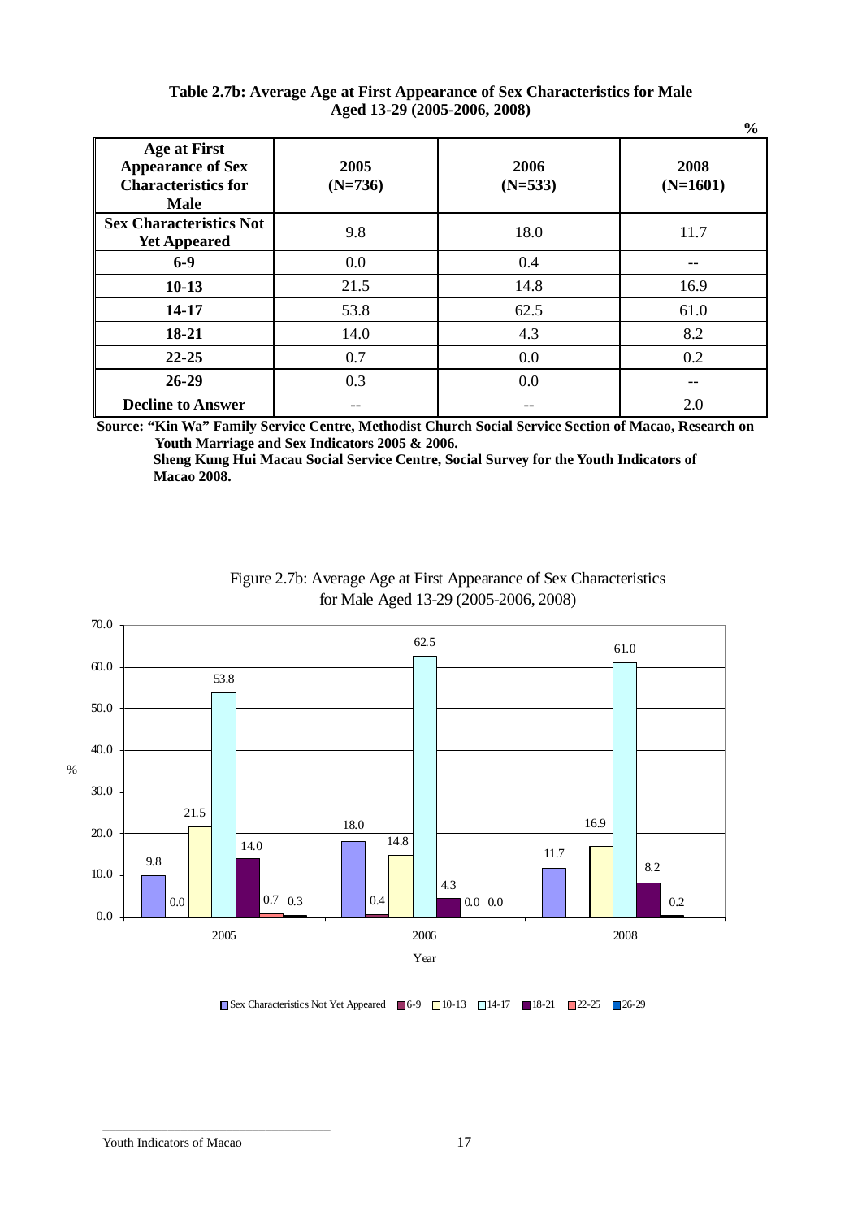**Table 2.7b: Average Age at First Appearance of Sex Characteristics for Male Aged 13-29 (2005-2006, 2008)**

%

| Age at First Appearance of Sex Characteristics for Male | 2005 (N=736) | 2006 (N=533) | 2008 (N=1601) |
|---|---|---|---|
| Sex Characteristics Not Yet Appeared | 9.8 | 18.0 | 11.7 |
| 6-9 | 0.0 | 0.4 | -- |
| 10-13 | 21.5 | 14.8 | 16.9 |
| 14-17 | 53.8 | 62.5 | 61.0 |
| 18-21 | 14.0 | 4.3 | 8.2 |
| 22-25 | 0.7 | 0.0 | 0.2 |
| 26-29 | 0.3 | 0.0 | -- |
| Decline to Answer | -- | -- | 2.0 |

**Source: "Kin Wa" Family Service Centre, Methodist Church Social Service Section of Macao, Research on Youth Marriage and Sex Indicators 2005 & 2006.**
**Sheng Kung Hui Macau Social Service Centre, Social Survey for the Youth Indicators of Macao 2008.**

Figure 2.7b: Average Age at First Appearance of Sex Characteristics for Male Aged 13-29 (2005-2006, 2008)

| Year | Sex Characteristics Not Yet Appeared | 6-9 | 10-13 | 14-17 | 18-21 | 22-25 | 26-29 |
|---|---|---|---|---|---|---|---|
| 2005 | 9.8 | 0.0 | 21.5 | 53.8 | 14.0 | 0.7 | 0.3 |
| 2006 | 18.0 | 0.4 | 14.8 | 62.5 | 4.3 | 0.0 | 0.0 |
| 2008 | 11.7 | | 16.9 | 61.0 | 8.2 | 0.2 | |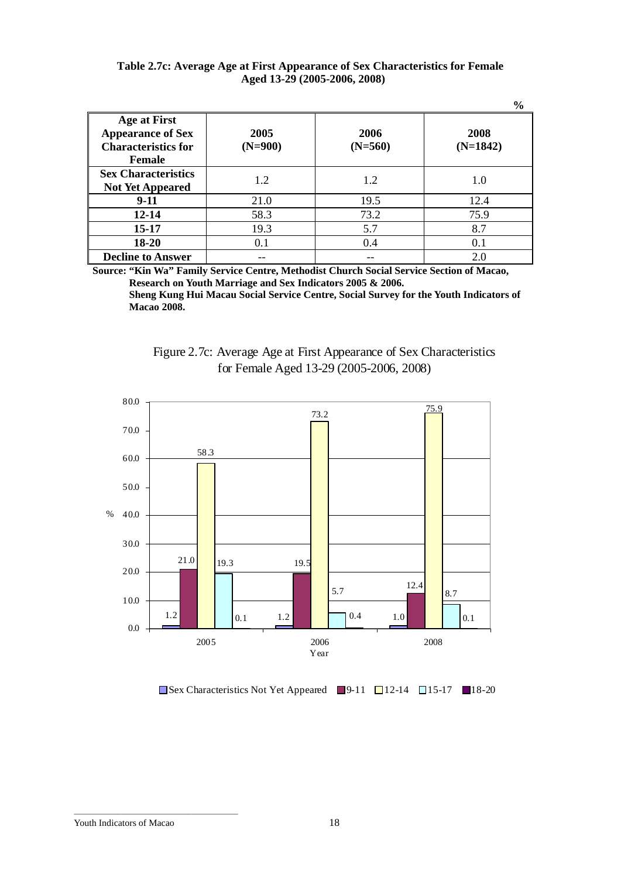**Table 2.7c: Average Age at First Appearance of Sex Characteristics for Female Aged 13-29 (2005-2006, 2008)**

%

| Age at First Appearance of Sex Characteristics for Female | 2005 (N=900) | 2006 (N=560) | 2008 (N=1842) |
|---|---|---|---|
| Sex Characteristics Not Yet Appeared | 1.2 | 1.2 | 1.0 |
| 9-11 | 21.0 | 19.5 | 12.4 |
| 12-14 | 58.3 | 73.2 | 75.9 |
| 15-17 | 19.3 | 5.7 | 8.7 |
| 18-20 | 0.1 | 0.4 | 0.1 |
| Decline to Answer | -- | -- | 2.0 |

**Source: "Kin Wa" Family Service Centre, Methodist Church Social Service Section of Macao, Research on Youth Marriage and Sex Indicators 2005 & 2006.**
**Sheng Kung Hui Macau Social Service Centre, Social Survey for the Youth Indicators of Macao 2008.**

Figure 2.7c: Average Age at First Appearance of Sex Characteristics for Female Aged 13-29 (2005-2006, 2008)

| Year | Sex Characteristics Not Yet Appeared | 9-11 | 12-14 | 15-17 | 18-20 |
|---|---|---|---|---|---|
| 2005 | 1.2 | 21.0 | 58.3 | 19.3 | 0.1 |
| 2006 | 1.2 | 19.5 | 73.2 | 5.7 | 0.4 |
| 2008 | 1.0 | 12.4 | 75.9 | 8.7 | 0.1 |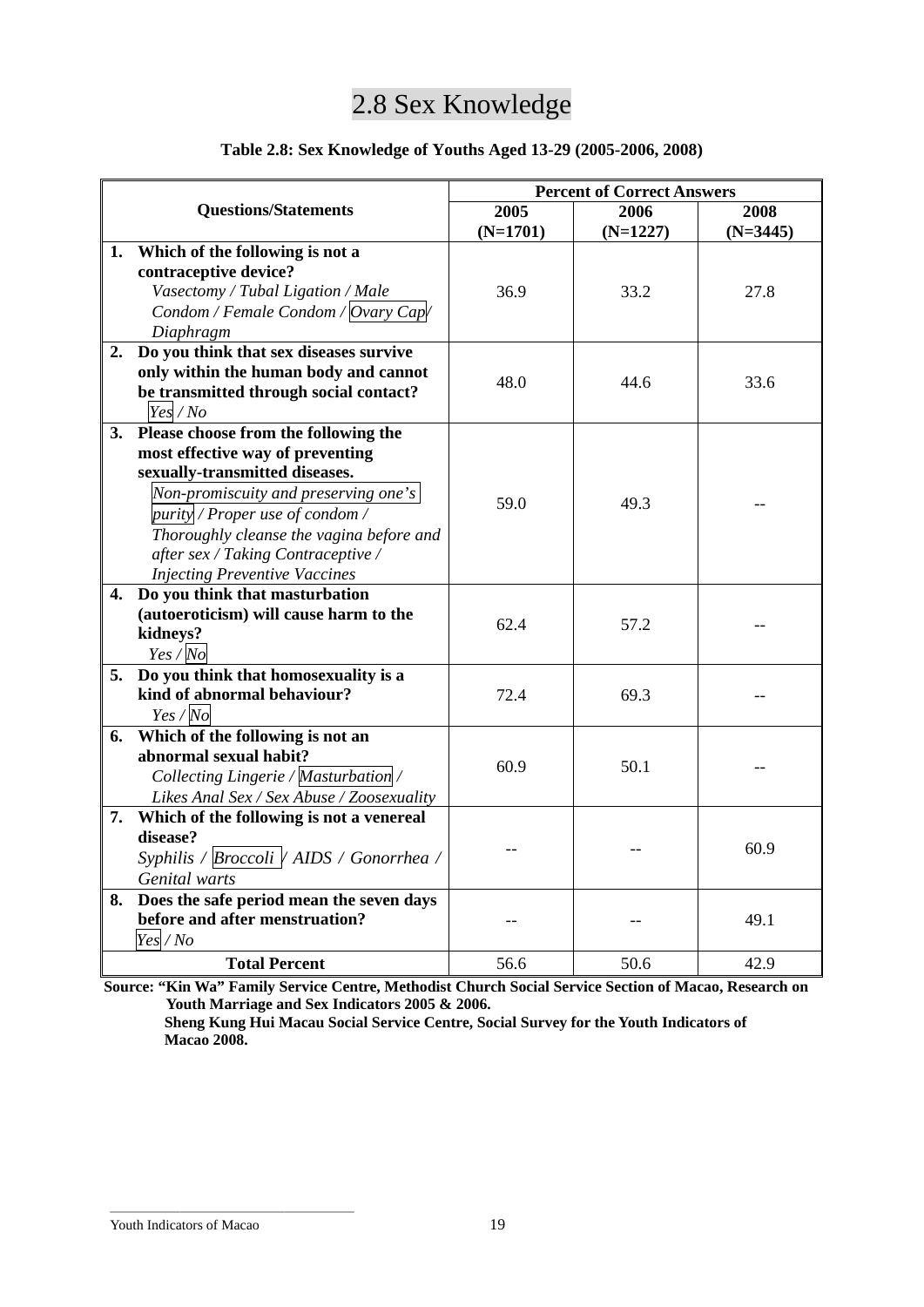## 2.8 Sex Knowledge

**Table 2.8: Sex Knowledge of Youths Aged 13-29 (2005-2006, 2008)**

| Questions/Statements | Percent of Correct Answers | | |
|---|---|---|---|
| | **2005 (N=1701)** | **2006 (N=1227)** | **2008 (N=3445)** |
| **1. Which of the following is not a contraceptive device?** *Vasectomy / Tubal Ligation / Male Condom / Female Condom / Ovary Cap / Diaphragm* | 36.9 | 33.2 | 27.8 |
| **2. Do you think that sex diseases survive only within the human body and cannot be transmitted through social contact?** *Yes / No* | 48.0 | 44.6 | 33.6 |
| **3. Please choose from the following the most effective way of preventing sexually-transmitted diseases.** *Non-promiscuity and preserving one's purity / Proper use of condom / Thoroughly cleanse the vagina before and after sex / Taking Contraceptive / Injecting Preventive Vaccines* | 59.0 | 49.3 | -- |
| **4. Do you think that masturbation (autoeroticism) will cause harm to the kidneys?** *Yes / No* | 62.4 | 57.2 | -- |
| **5. Do you think that homosexuality is a kind of abnormal behaviour?** *Yes / No* | 72.4 | 69.3 | -- |
| **6. Which of the following is not an abnormal sexual habit?** *Collecting Lingerie / Masturbation / Likes Anal Sex / Sex Abuse / Zoosexuality* | 60.9 | 50.1 | -- |
| **7. Which of the following is not a venereal disease?** *Syphilis / Broccoli / AIDS / Gonorrhea / Genital warts* | -- | -- | 60.9 |
| **8. Does the safe period mean the seven days before and after menstruation?** *Yes / No* | -- | -- | 49.1 |
| **Total Percent** | 56.6 | 50.6 | 42.9 |

**Source: "Kin Wa" Family Service Centre, Methodist Church Social Service Section of Macao, Research on Youth Marriage and Sex Indicators 2005 & 2006.**
**Sheng Kung Hui Macau Social Service Centre, Social Survey for the Youth Indicators of Macao 2008.**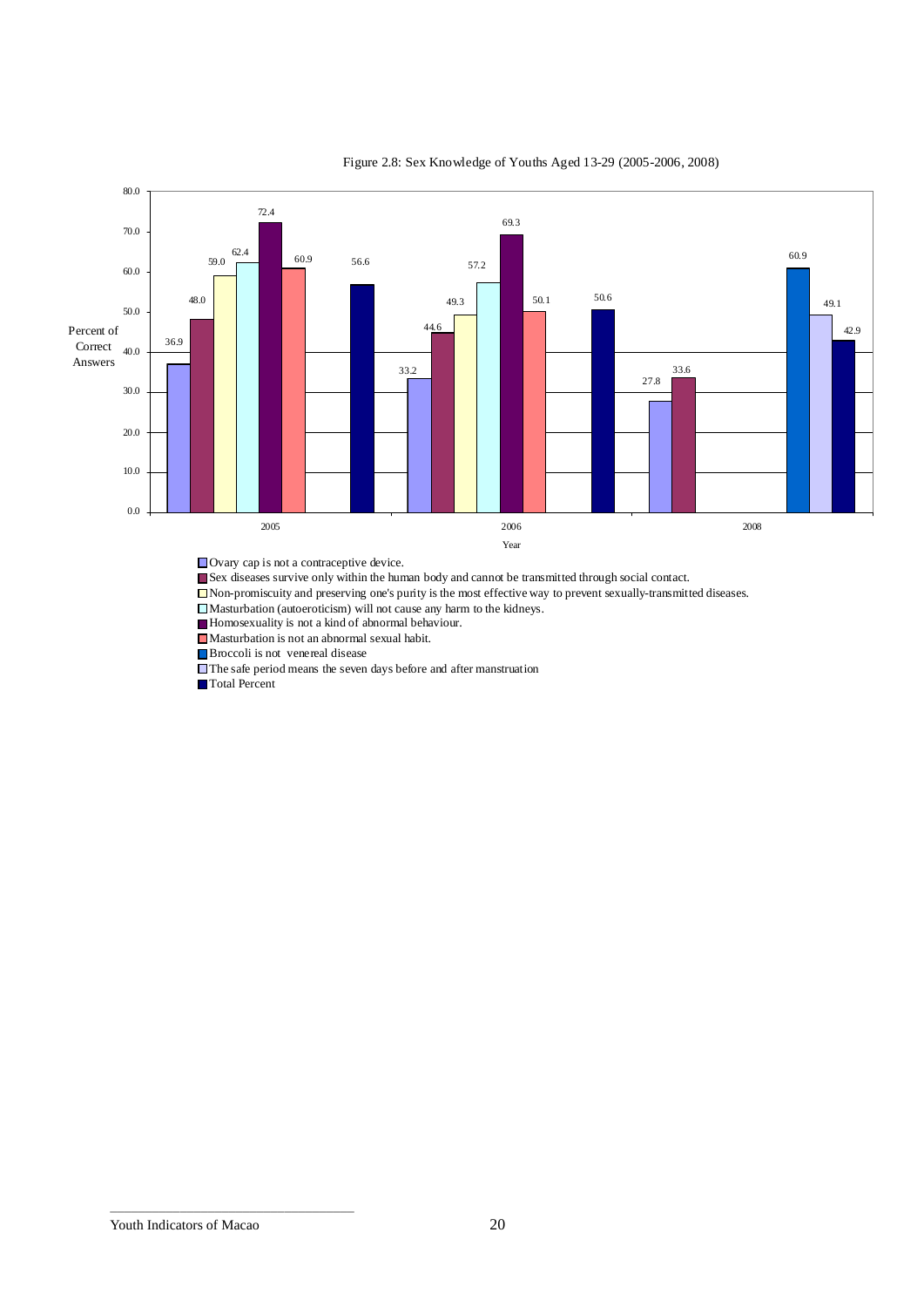Figure 2.8: Sex Knowledge of Youths Aged 13-29 (2005-2006, 2008)

| Percent of Correct Answers | 2005 | 2006 | 2008 |
|---|---|---|---|
| Ovary cap is not a contraceptive device. | 36.9 | 33.2 | 27.8 |
| Sex diseases survive only within the human body and cannot be transmitted through social contact. | 48.0 | 44.6 | 33.6 |
| Non-promiscuity and preserving one's purity is the most effective way to prevent sexually-transmitted diseases. | 59.0 | 49.3 | |
| Masturbation (autoeroticism) will not cause any harm to the kidneys. | 62.4 | 57.2 | |
| Homosexuality is not a kind of abnormal behaviour. | 72.4 | 69.3 | |
| Masturbation is not an abnormal sexual habit. | 60.9 | 50.1 | |
| Broccoli is not venereal disease | | | 60.9 |
| The safe period means the seven days before and after manstruation | | | 49.1 |
| Total Percent | 56.6 | 50.6 | 42.9 |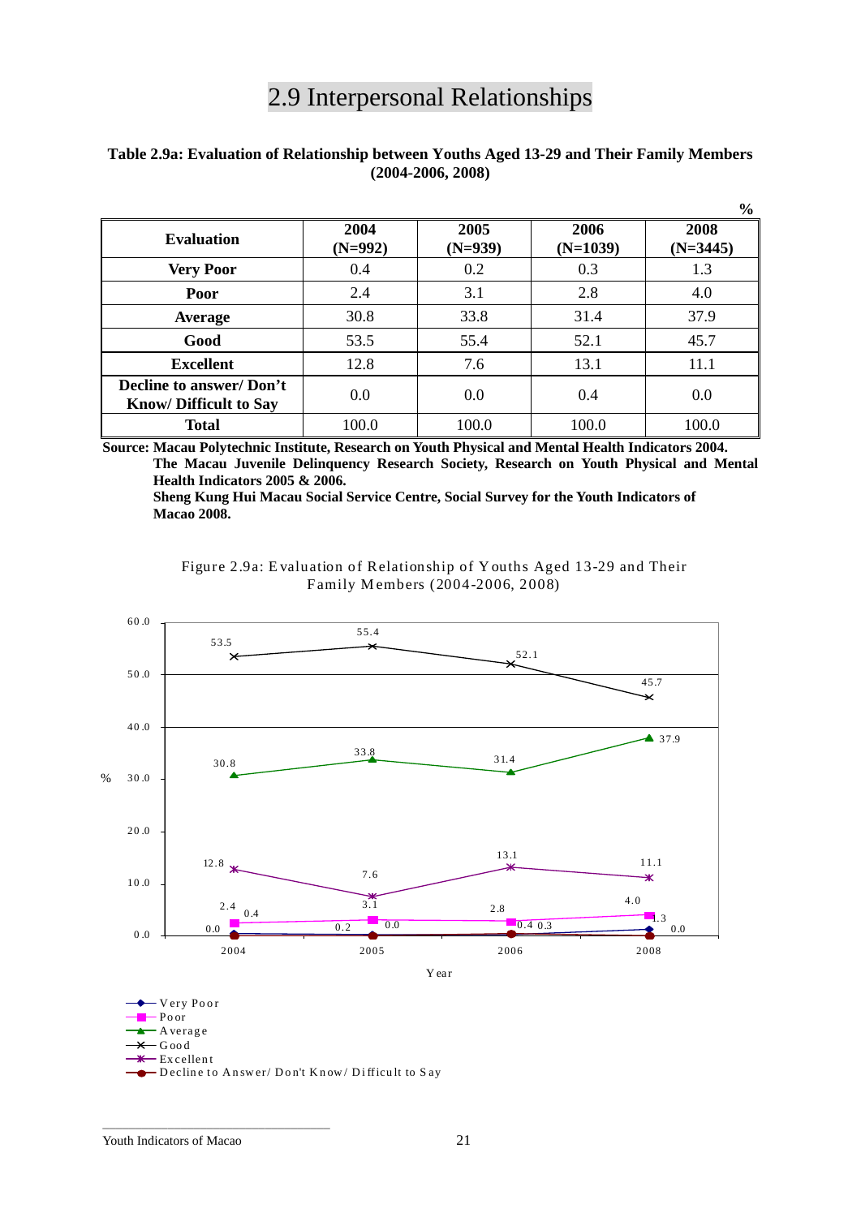## 2.9 Interpersonal Relationships

**Table 2.9a: Evaluation of Relationship between Youths Aged 13-29 and Their Family Members (2004-2006, 2008)**

%

| Evaluation | 2004 (N=992) | 2005 (N=939) | 2006 (N=1039) | 2008 (N=3445) |
|---|---|---|---|---|
| **Very Poor** | 0.4 | 0.2 | 0.3 | 1.3 |
| **Poor** | 2.4 | 3.1 | 2.8 | 4.0 |
| **Average** | 30.8 | 33.8 | 31.4 | 37.9 |
| **Good** | 53.5 | 55.4 | 52.1 | 45.7 |
| **Excellent** | 12.8 | 7.6 | 13.1 | 11.1 |
| **Decline to answer/ Don't Know/ Difficult to Say** | 0.0 | 0.0 | 0.4 | 0.0 |
| **Total** | 100.0 | 100.0 | 100.0 | 100.0 |

**Source: Macau Polytechnic Institute, Research on Youth Physical and Mental Health Indicators 2004.**
**The Macau Juvenile Delinquency Research Society, Research on Youth Physical and Mental Health Indicators 2005 & 2006.**
**Sheng Kung Hui Macau Social Service Centre, Social Survey for the Youth Indicators of Macao 2008.**

Figure 2.9a: Evaluation of Relationship of Youths Aged 13-29 and Their Family Members (2004-2006, 2008)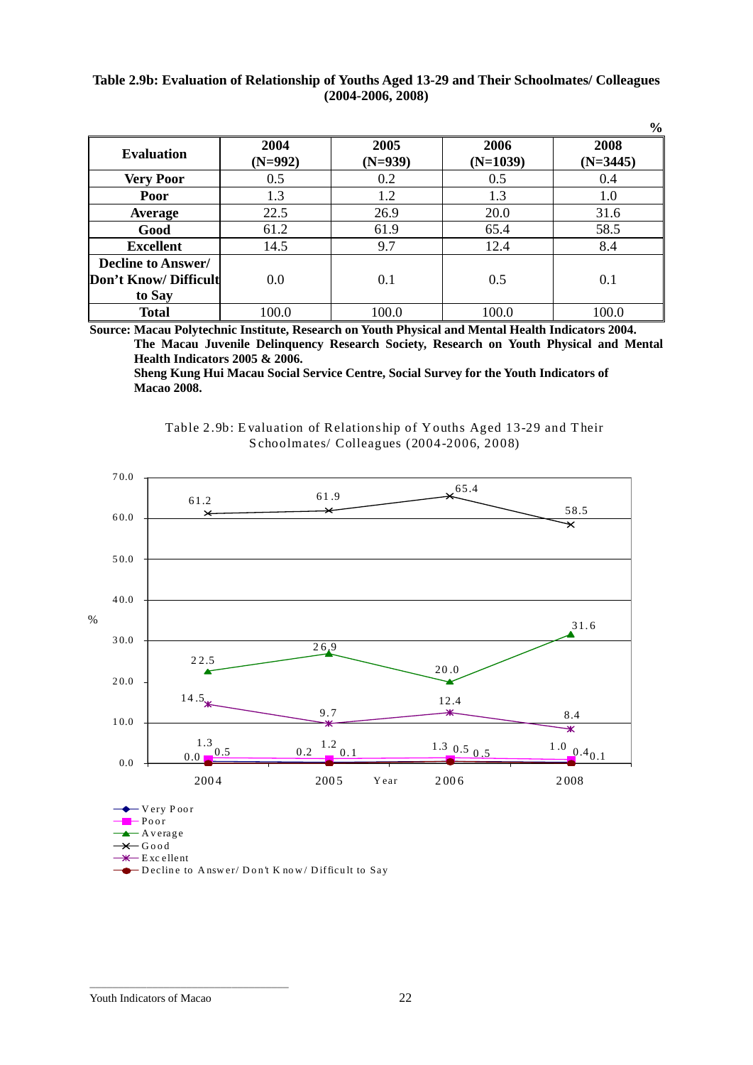**Table 2.9b: Evaluation of Relationship of Youths Aged 13-29 and Their Schoolmates/ Colleagues (2004-2006, 2008)**

%

| Evaluation | 2004 (N=992) | 2005 (N=939) | 2006 (N=1039) | 2008 (N=3445) |
|---|---|---|---|---|
| **Very Poor** | 0.5 | 0.2 | 0.5 | 0.4 |
| **Poor** | 1.3 | 1.2 | 1.3 | 1.0 |
| **Average** | 22.5 | 26.9 | 20.0 | 31.6 |
| **Good** | 61.2 | 61.9 | 65.4 | 58.5 |
| **Excellent** | 14.5 | 9.7 | 12.4 | 8.4 |
| **Decline to Answer/ Don't Know/ Difficult to Say** | 0.0 | 0.1 | 0.5 | 0.1 |
| **Total** | 100.0 | 100.0 | 100.0 | 100.0 |

**Source: Macau Polytechnic Institute, Research on Youth Physical and Mental Health Indicators 2004.**
**The Macau Juvenile Delinquency Research Society, Research on Youth Physical and Mental Health Indicators 2005 & 2006.**
**Sheng Kung Hui Macau Social Service Centre, Social Survey for the Youth Indicators of Macao 2008.**

Table 2.9b: Evaluation of Relationship of Youths Aged 13-29 and Their Schoolmates/ Colleagues (2004-2006, 2008)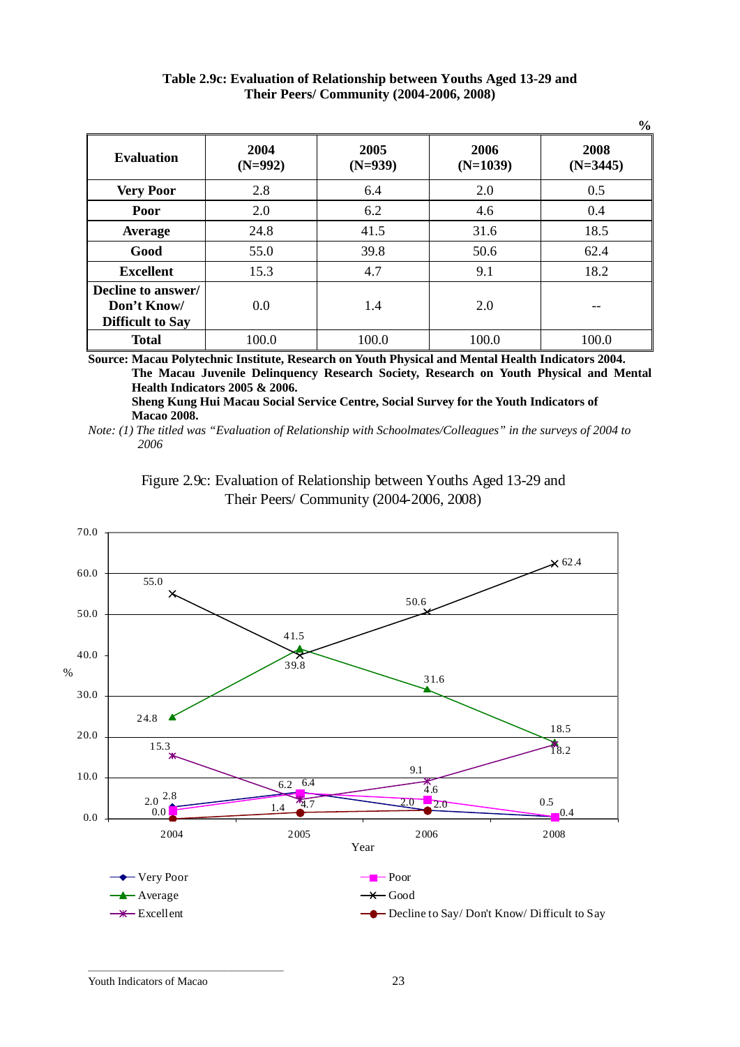**Table 2.9c: Evaluation of Relationship between Youths Aged 13-29 and Their Peers/ Community (2004-2006, 2008)**

%

| Evaluation | 2004 (N=992) | 2005 (N=939) | 2006 (N=1039) | 2008 (N=3445) |
|---|---|---|---|---|
| Very Poor | 2.8 | 6.4 | 2.0 | 0.5 |
| Poor | 2.0 | 6.2 | 4.6 | 0.4 |
| Average | 24.8 | 41.5 | 31.6 | 18.5 |
| Good | 55.0 | 39.8 | 50.6 | 62.4 |
| Excellent | 15.3 | 4.7 | 9.1 | 18.2 |
| Decline to answer/ Don't Know/ Difficult to Say | 0.0 | 1.4 | 2.0 | -- |
| Total | 100.0 | 100.0 | 100.0 | 100.0 |

**Source: Macau Polytechnic Institute, Research on Youth Physical and Mental Health Indicators 2004.**
**The Macau Juvenile Delinquency Research Society, Research on Youth Physical and Mental Health Indicators 2005 & 2006.**
**Sheng Kung Hui Macau Social Service Centre, Social Survey for the Youth Indicators of Macao 2008.**

*Note: (1) The titled was "Evaluation of Relationship with Schoolmates/Colleagues" in the surveys of 2004 to 2006*

Figure 2.9c: Evaluation of Relationship between Youths Aged 13-29 and Their Peers/ Community (2004-2006, 2008)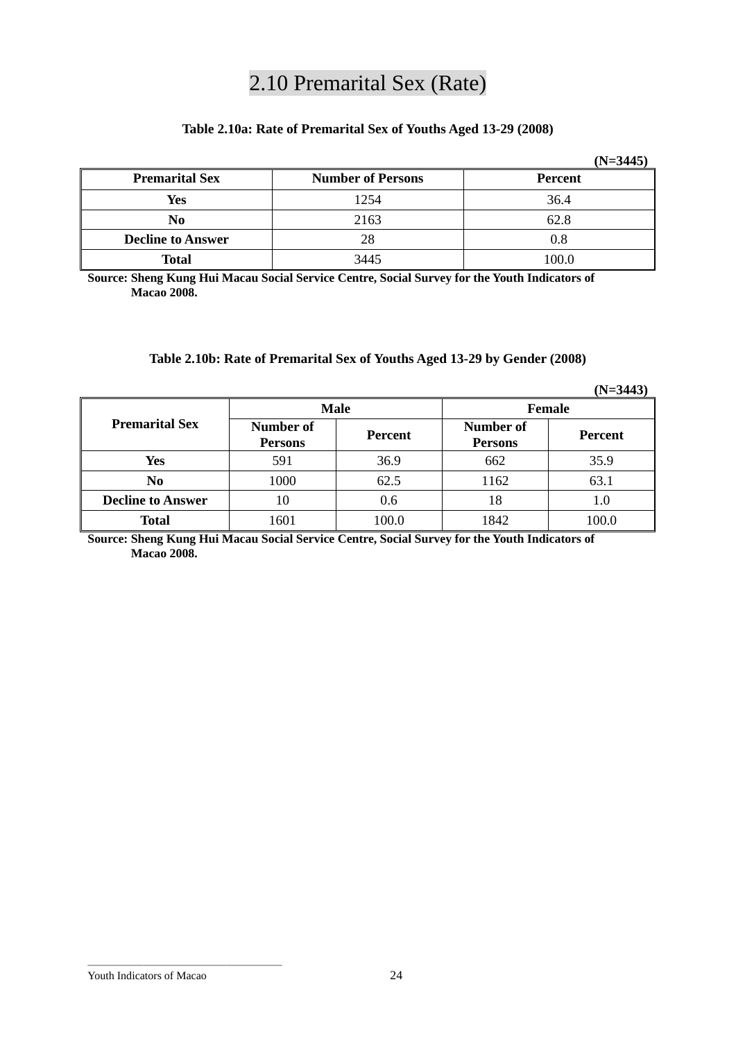# 2.10 Premarital Sex (Rate)

**Table 2.10a: Rate of Premarital Sex of Youths Aged 13-29 (2008)**

**(N=3445)**

| Premarital Sex | Number of Persons | Percent |
|---|---|---|
| **Yes** | 1254 | 36.4 |
| **No** | 2163 | 62.8 |
| **Decline to Answer** | 28 | 0.8 |
| **Total** | 3445 | 100.0 |

**Source: Sheng Kung Hui Macau Social Service Centre, Social Survey for the Youth Indicators of Macao 2008.**

**Table 2.10b: Rate of Premarital Sex of Youths Aged 13-29 by Gender (2008)**

**(N=3443)**

| Premarital Sex | Male | | Female | |
|---|---|---|---|---|
| | Number of Persons | Percent | Number of Persons | Percent |
| **Yes** | 591 | 36.9 | 662 | 35.9 |
| **No** | 1000 | 62.5 | 1162 | 63.1 |
| **Decline to Answer** | 10 | 0.6 | 18 | 1.0 |
| **Total** | 1601 | 100.0 | 1842 | 100.0 |

**Source: Sheng Kung Hui Macau Social Service Centre, Social Survey for the Youth Indicators of Macao 2008.**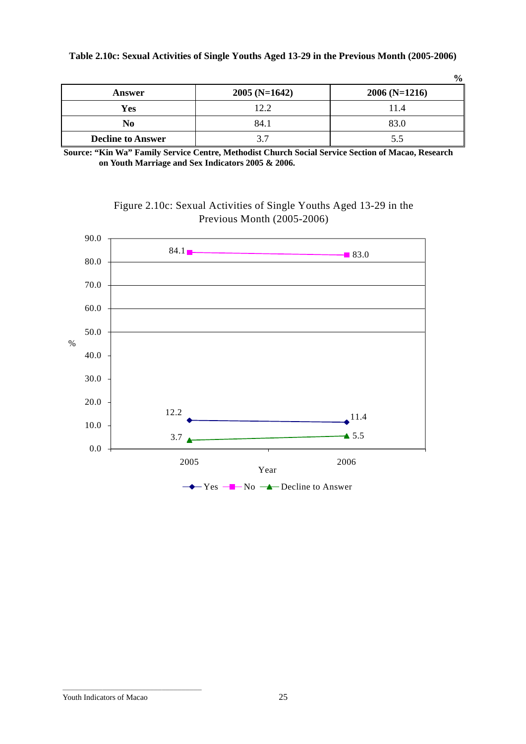**Table 2.10c: Sexual Activities of Single Youths Aged 13-29 in the Previous Month (2005-2006)**

%

| Answer | 2005 (N=1642) | 2006 (N=1216) |
|---|---|---|
| **Yes** | 12.2 | 11.4 |
| **No** | 84.1 | 83.0 |
| **Decline to Answer** | 3.7 | 5.5 |

**Source: "Kin Wa" Family Service Centre, Methodist Church Social Service Section of Macao, Research on Youth Marriage and Sex Indicators 2005 & 2006.**

Figure 2.10c: Sexual Activities of Single Youths Aged 13-29 in the Previous Month (2005-2006)

| Year | Yes | No | Decline to Answer |
|---|---|---|---|
| 2005 | 12.2 | 84.1 | 3.7 |
| 2006 | 11.4 | 83.0 | 5.5 |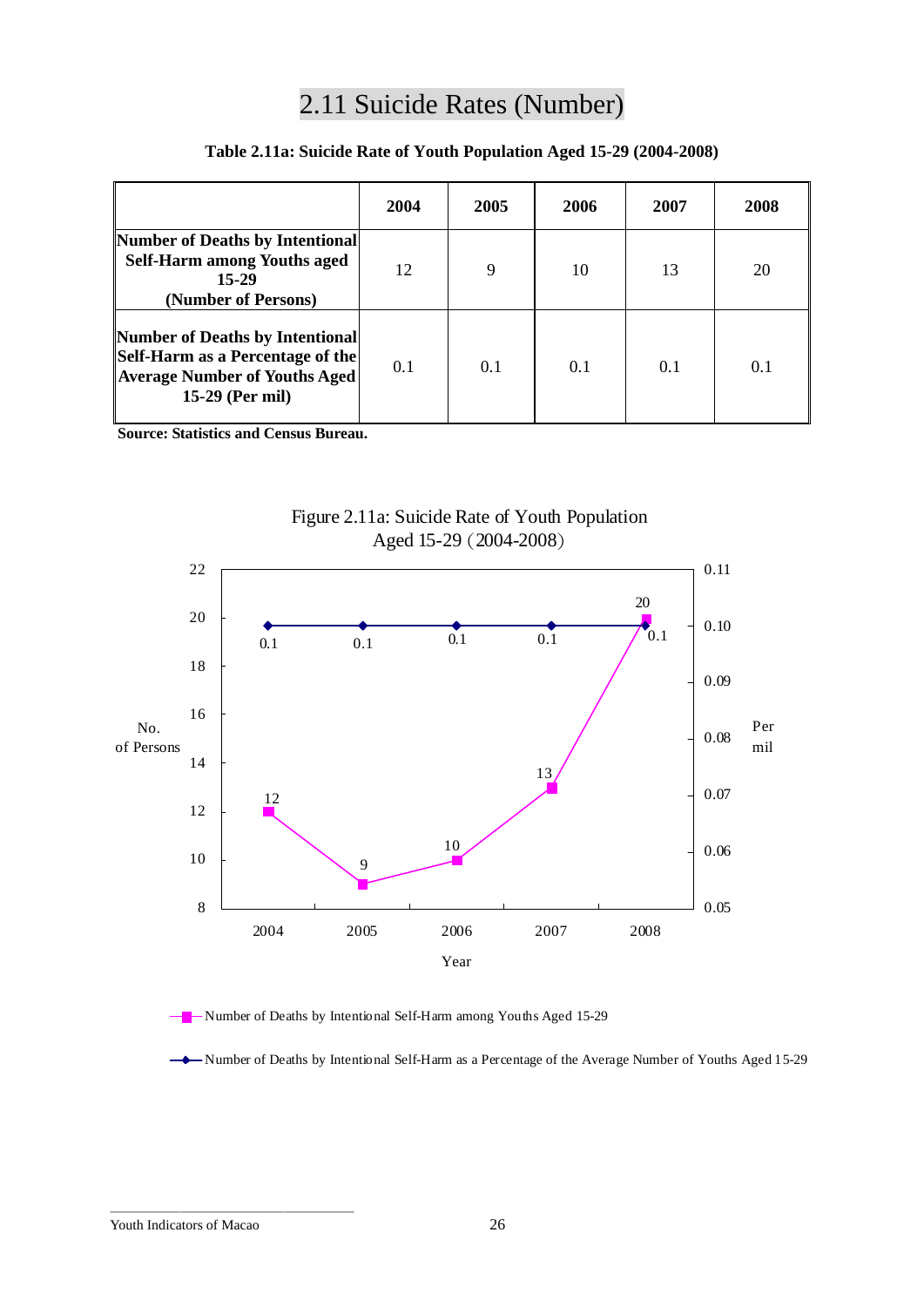# 2.11 Suicide Rates (Number)

**Table 2.11a: Suicide Rate of Youth Population Aged 15-29 (2004-2008)**

| | 2004 | 2005 | 2006 | 2007 | 2008 |
|---|---|---|---|---|---|
| **Number of Deaths by Intentional Self-Harm among Youths aged 15-29 (Number of Persons)** | 12 | 9 | 10 | 13 | 20 |
| **Number of Deaths by Intentional Self-Harm as a Percentage of the Average Number of Youths Aged 15-29 (Per mil)** | 0.1 | 0.1 | 0.1 | 0.1 | 0.1 |

**Source: Statistics and Census Bureau.**

Figure 2.11a: Suicide Rate of Youth Population Aged 15-29 (2004-2008)

| Year | Number of Deaths by Intentional Self-Harm among Youths Aged 15-29 (No. of Persons) | Number of Deaths by Intentional Self-Harm as a Percentage of the Average Number of Youths Aged 15-29 (Per mil) |
|---|---|---|
| 2004 | 12 | 0.1 |
| 2005 | 9 | 0.1 |
| 2006 | 10 | 0.1 |
| 2007 | 13 | 0.1 |
| 2008 | 20 | 0.1 |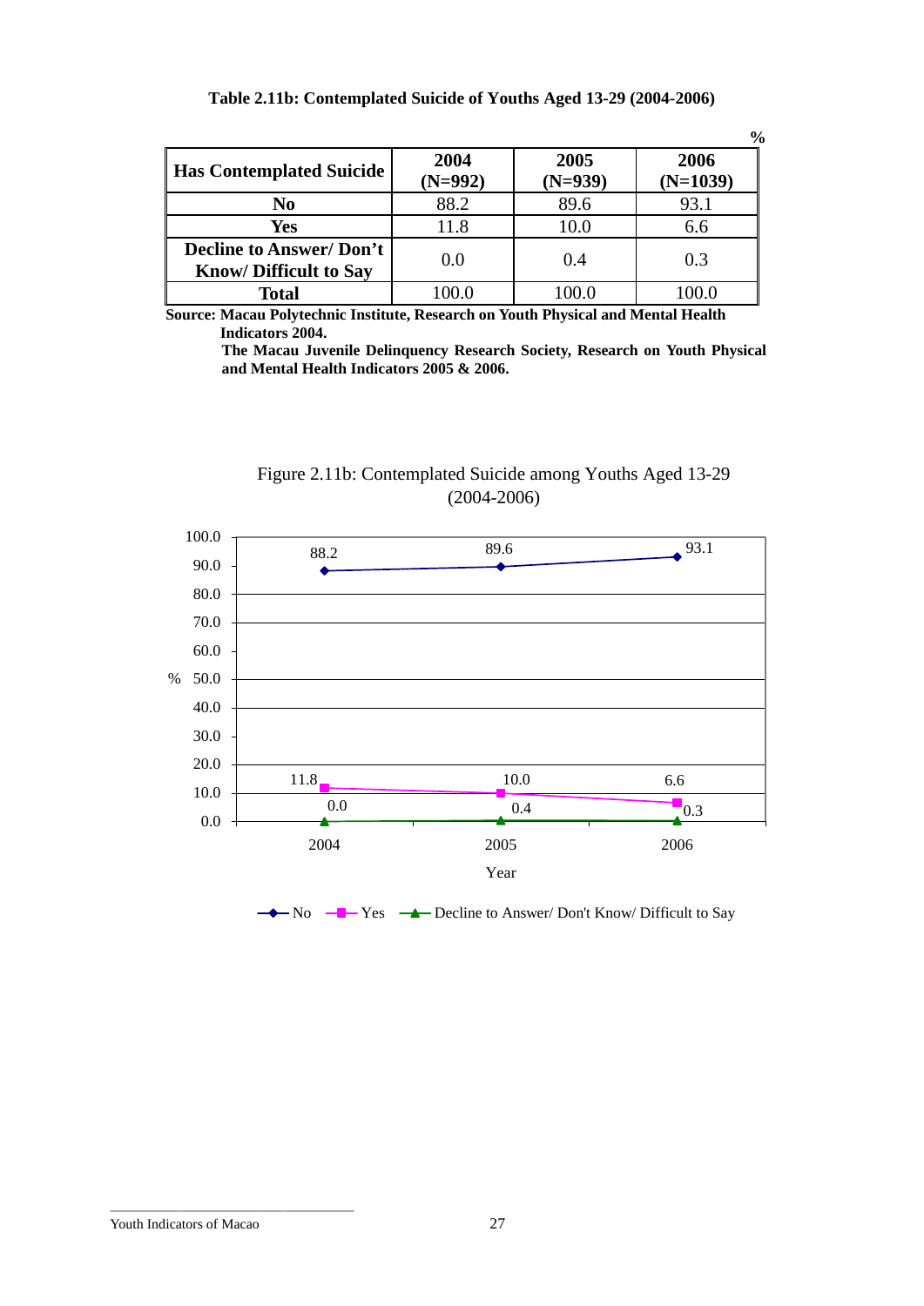**Table 2.11b: Contemplated Suicide of Youths Aged 13-29 (2004-2006)**

%

| Has Contemplated Suicide | 2004 (N=992) | 2005 (N=939) | 2006 (N=1039) |
|---|---|---|---|
| No | 88.2 | 89.6 | 93.1 |
| Yes | 11.8 | 10.0 | 6.6 |
| Decline to Answer/ Don't Know/ Difficult to Say | 0.0 | 0.4 | 0.3 |
| Total | 100.0 | 100.0 | 100.0 |

**Source: Macau Polytechnic Institute, Research on Youth Physical and Mental Health Indicators 2004.**
**The Macau Juvenile Delinquency Research Society, Research on Youth Physical and Mental Health Indicators 2005 & 2006.**

Figure 2.11b: Contemplated Suicide among Youths Aged 13-29 (2004-2006)

| Year | No | Yes | Decline to Answer/ Don't Know/ Difficult to Say |
|---|---|---|---|
| 2004 | 88.2 | 11.8 | 0.0 |
| 2005 | 89.6 | 10.0 | 0.4 |
| 2006 | 93.1 | 6.6 | 0.3 |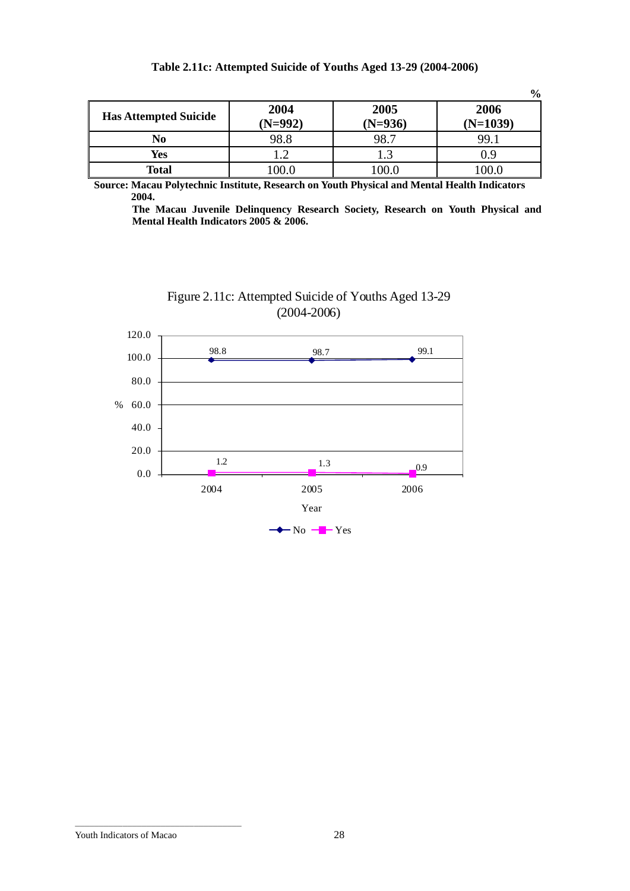**Table 2.11c: Attempted Suicide of Youths Aged 13-29 (2004-2006)**

%

| Has Attempted Suicide | 2004 (N=992) | 2005 (N=936) | 2006 (N=1039) |
|---|---|---|---|
| No | 98.8 | 98.7 | 99.1 |
| Yes | 1.2 | 1.3 | 0.9 |
| Total | 100.0 | 100.0 | 100.0 |

**Source: Macau Polytechnic Institute, Research on Youth Physical and Mental Health Indicators 2004.**

**The Macau Juvenile Delinquency Research Society, Research on Youth Physical and Mental Health Indicators 2005 & 2006.**

Figure 2.11c: Attempted Suicide of Youths Aged 13-29 (2004-2006)

120.0
100.0
80.0
% 60.0
40.0
20.0
0.0

98.8
98.7
99.1
1.2
1.3
0.9

2004
2005
2006

Year

No
Yes